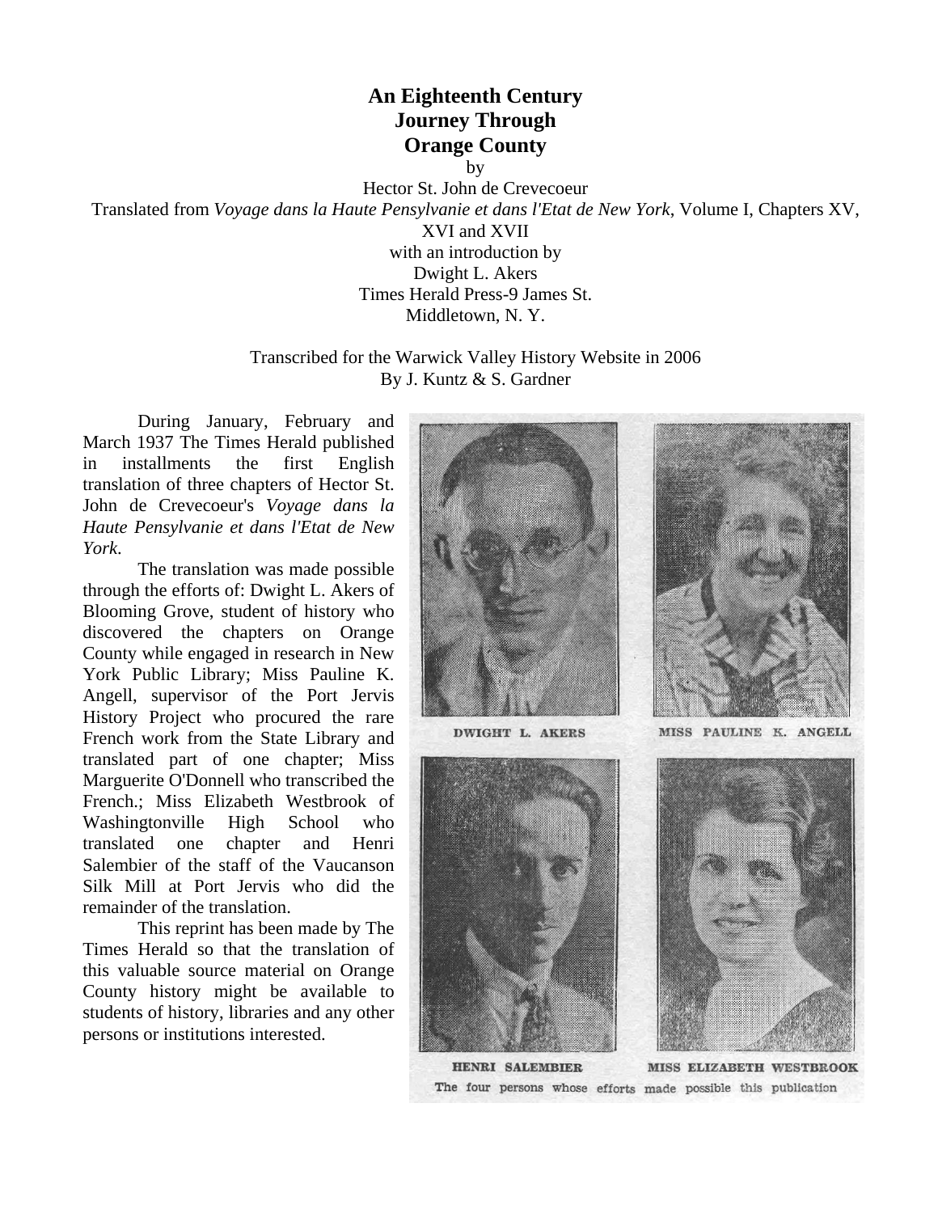# An Eighteenth Century Journey Through Orange County

by

Hector St. John de Crevecoeur

Translated from *Voyage dans la Haute Pensylvanie et dans l'Etat de New York*, Volume I, Chapters XV, XVI and XVII

with an introduction by

Dwight L. Akers

Times Herald Press-9 James St.

Middletown, N. Y.

Transcribed for the Warwick Valley History Website in 2006

By J. Kuntz & S. Gardner

During January, February and March 1937 The Times Herald published in installments the first English translation of three chapters of Hector St. John de Crevecoeur's *Voyage dans la Haute Pensylvanie et dans l'Etat de New York*.

The translation was made possible through the efforts of: Dwight L. Akers of Blooming Grove, student of history who discovered the chapters on Orange County while engaged in research in New York Public Library; Miss Pauline K. Angell, supervisor of the Port Jervis History Project who procured the rare French work from the State Library and translated part of one chapter; Miss Marguerite O'Donnell who transcribed the French.; Miss Elizabeth Westbrook of Washingtonville High School who translated one chapter and Henri Salembier of the staff of the Vaucanson Silk Mill at Port Jervis who did the remainder of the translation.

This reprint has been made by The Times Herald so that the translation of this valuable source material on Orange County history might be available to students of history, libraries and any other persons or institutions interested.

DWIGHT L. AKERS — MISS PAULINE K. ANGELL

HENRI SALEMBIER — MISS ELIZABETH WESTBROOK

The four persons whose efforts made possible this publication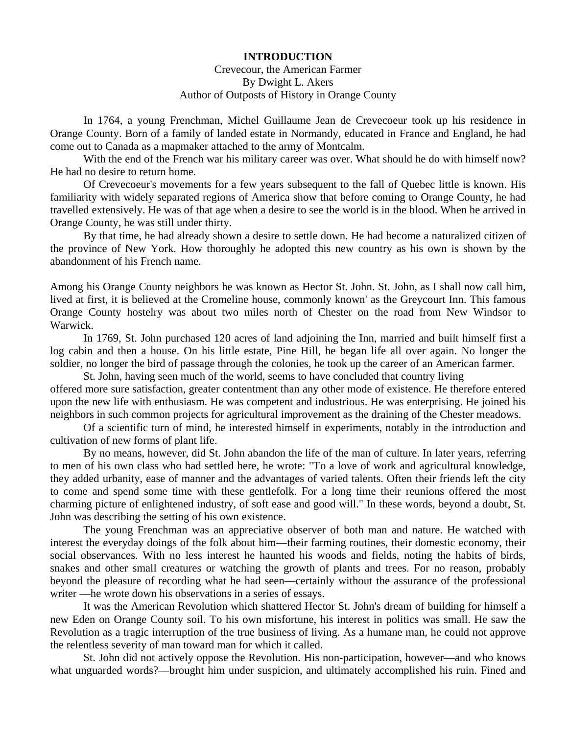**INTRODUCTION**

Crevecour, the American Farmer
By Dwight L. Akers
Author of Outposts of History in Orange County

In 1764, a young Frenchman, Michel Guillaume Jean de Crevecoeur took up his residence in Orange County. Born of a family of landed estate in Normandy, educated in France and England, he had come out to Canada as a mapmaker attached to the army of Montcalm.

With the end of the French war his military career was over. What should he do with himself now? He had no desire to return home.

Of Crevecoeur's movements for a few years subsequent to the fall of Quebec little is known. His familiarity with widely separated regions of America show that before coming to Orange County, he had travelled extensively. He was of that age when a desire to see the world is in the blood. When he arrived in Orange County, he was still under thirty.

By that time, he had already shown a desire to settle down. He had become a naturalized citizen of the province of New York. How thoroughly he adopted this new country as his own is shown by the abandonment of his French name.

Among his Orange County neighbors he was known as Hector St. John. St. John, as I shall now call him, lived at first, it is believed at the Cromeline house, commonly known' as the Greycourt Inn. This famous Orange County hostelry was about two miles north of Chester on the road from New Windsor to Warwick.

In 1769, St. John purchased 120 acres of land adjoining the Inn, married and built himself first a log cabin and then a house. On his little estate, Pine Hill, he began life all over again. No longer the soldier, no longer the bird of passage through the colonies, he took up the career of an American farmer.

St. John, having seen much of the world, seems to have concluded that country living offered more sure satisfaction, greater contentment than any other mode of existence. He therefore entered upon the new life with enthusiasm. He was competent and industrious. He was enterprising. He joined his neighbors in such common projects for agricultural improvement as the draining of the Chester meadows.

Of a scientific turn of mind, he interested himself in experiments, notably in the introduction and cultivation of new forms of plant life.

By no means, however, did St. John abandon the life of the man of culture. In later years, referring to men of his own class who had settled here, he wrote: "To a love of work and agricultural knowledge, they added urbanity, ease of manner and the advantages of varied talents. Often their friends left the city to come and spend some time with these gentlefolk. For a long time their reunions offered the most charming picture of enlightened industry, of soft ease and good will." In these words, beyond a doubt, St. John was describing the setting of his own existence.

The young Frenchman was an appreciative observer of both man and nature. He watched with interest the everyday doings of the folk about him—their farming routines, their domestic economy, their social observances. With no less interest he haunted his woods and fields, noting the habits of birds, snakes and other small creatures or watching the growth of plants and trees. For no reason, probably beyond the pleasure of recording what he had seen—certainly without the assurance of the professional writer —he wrote down his observations in a series of essays.

It was the American Revolution which shattered Hector St. John's dream of building for himself a new Eden on Orange County soil. To his own misfortune, his interest in politics was small. He saw the Revolution as a tragic interruption of the true business of living. As a humane man, he could not approve the relentless severity of man toward man for which it called.

St. John did not actively oppose the Revolution. His non-participation, however—and who knows what unguarded words?—brought him under suspicion, and ultimately accomplished his ruin. Fined and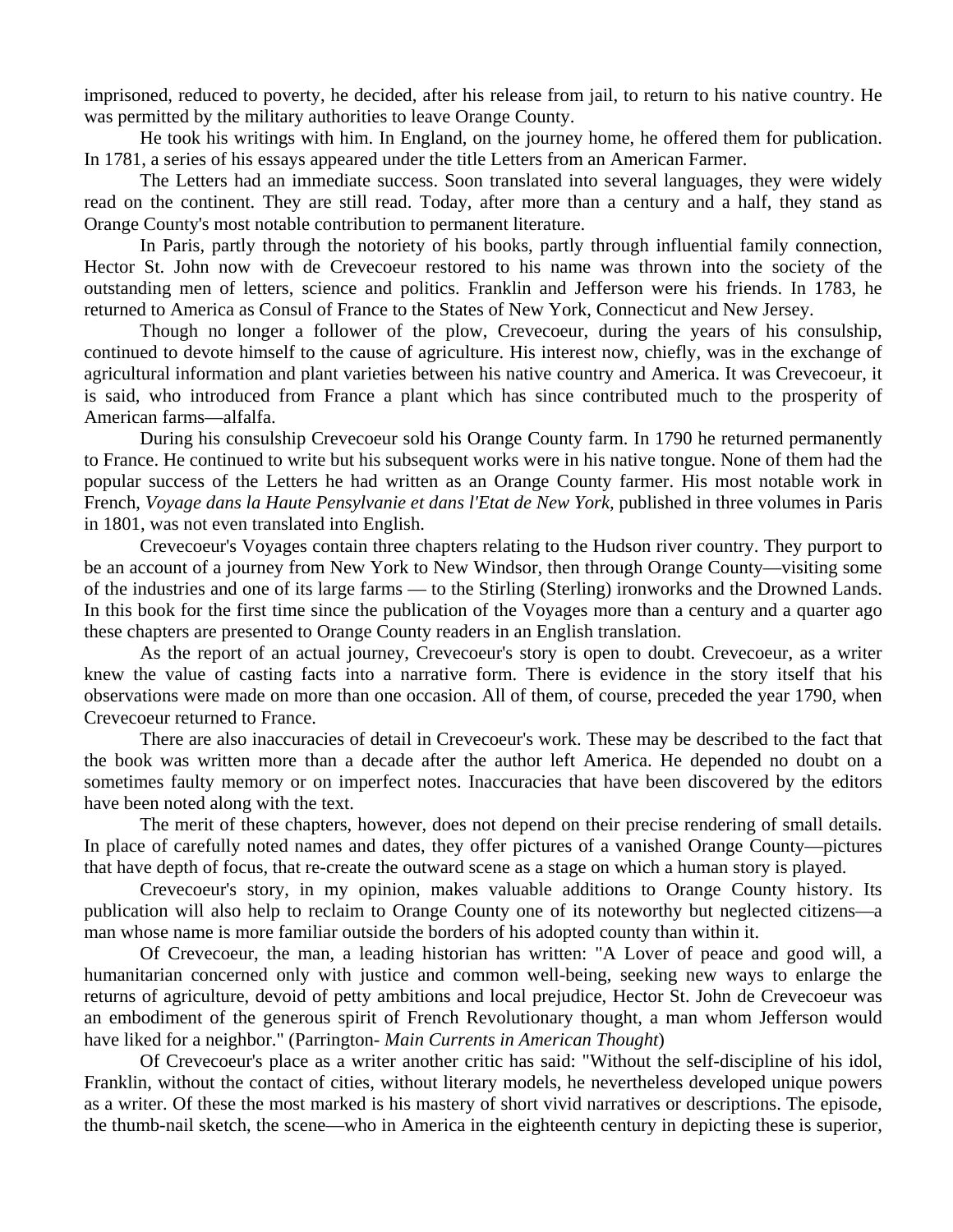imprisoned, reduced to poverty, he decided, after his release from jail, to return to his native country. He was permitted by the military authorities to leave Orange County.

He took his writings with him. In England, on the journey home, he offered them for publication. In 1781, a series of his essays appeared under the title Letters from an American Farmer.

The Letters had an immediate success. Soon translated into several languages, they were widely read on the continent. They are still read. Today, after more than a century and a half, they stand as Orange County's most notable contribution to permanent literature.

In Paris, partly through the notoriety of his books, partly through influential family connection, Hector St. John now with de Crevecoeur restored to his name was thrown into the society of the outstanding men of letters, science and politics. Franklin and Jefferson were his friends. In 1783, he returned to America as Consul of France to the States of New York, Connecticut and New Jersey.

Though no longer a follower of the plow, Crevecoeur, during the years of his consulship, continued to devote himself to the cause of agriculture. His interest now, chiefly, was in the exchange of agricultural information and plant varieties between his native country and America. It was Crevecoeur, it is said, who introduced from France a plant which has since contributed much to the prosperity of American farms—alfalfa.

During his consulship Crevecoeur sold his Orange County farm. In 1790 he returned permanently to France. He continued to write but his subsequent works were in his native tongue. None of them had the popular success of the Letters he had written as an Orange County farmer. His most notable work in French, *Voyage dans la Haute Pensylvanie et dans l'Etat de New York*, published in three volumes in Paris in 1801, was not even translated into English.

Crevecoeur's Voyages contain three chapters relating to the Hudson river country. They purport to be an account of a journey from New York to New Windsor, then through Orange County—visiting some of the industries and one of its large farms — to the Stirling (Sterling) ironworks and the Drowned Lands. In this book for the first time since the publication of the Voyages more than a century and a quarter ago these chapters are presented to Orange County readers in an English translation.

As the report of an actual journey, Crevecoeur's story is open to doubt. Crevecoeur, as a writer knew the value of casting facts into a narrative form. There is evidence in the story itself that his observations were made on more than one occasion. All of them, of course, preceded the year 1790, when Crevecoeur returned to France.

There are also inaccuracies of detail in Crevecoeur's work. These may be described to the fact that the book was written more than a decade after the author left America. He depended no doubt on a sometimes faulty memory or on imperfect notes. Inaccuracies that have been discovered by the editors have been noted along with the text.

The merit of these chapters, however, does not depend on their precise rendering of small details. In place of carefully noted names and dates, they offer pictures of a vanished Orange County—pictures that have depth of focus, that re-create the outward scene as a stage on which a human story is played.

Crevecoeur's story, in my opinion, makes valuable additions to Orange County history. Its publication will also help to reclaim to Orange County one of its noteworthy but neglected citizens—a man whose name is more familiar outside the borders of his adopted county than within it.

Of Crevecoeur, the man, a leading historian has written: "A Lover of peace and good will, a humanitarian concerned only with justice and common well-being, seeking new ways to enlarge the returns of agriculture, devoid of petty ambitions and local prejudice, Hector St. John de Crevecoeur was an embodiment of the generous spirit of French Revolutionary thought, a man whom Jefferson would have liked for a neighbor." (Parrington- *Main Currents in American Thought*)

Of Crevecoeur's place as a writer another critic has said: "Without the self-discipline of his idol, Franklin, without the contact of cities, without literary models, he nevertheless developed unique powers as a writer. Of these the most marked is his mastery of short vivid narratives or descriptions. The episode, the thumb-nail sketch, the scene—who in America in the eighteenth century in depicting these is superior,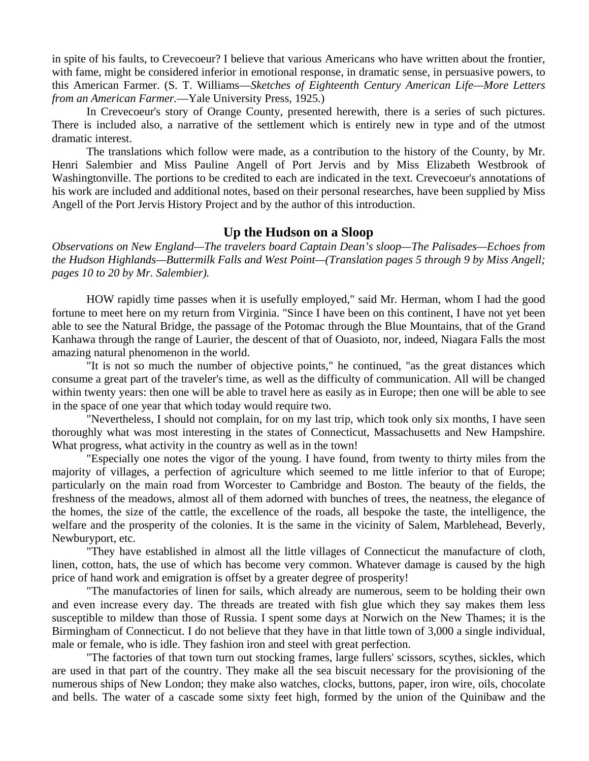in spite of his faults, to Crevecoeur? I believe that various Americans who have written about the frontier, with fame, might be considered inferior in emotional response, in dramatic sense, in persuasive powers, to this American Farmer. (S. T. Williams—*Sketches of Eighteenth Century American Life—More Letters from an American Farmer.*—Yale University Press, 1925.)

In Crevecoeur's story of Orange County, presented herewith, there is a series of such pictures. There is included also, a narrative of the settlement which is entirely new in type and of the utmost dramatic interest.

The translations which follow were made, as a contribution to the history of the County, by Mr. Henri Salembier and Miss Pauline Angell of Port Jervis and by Miss Elizabeth Westbrook of Washingtonville. The portions to be credited to each are indicated in the text. Crevecoeur's annotations of his work are included and additional notes, based on their personal researches, have been supplied by Miss Angell of the Port Jervis History Project and by the author of this introduction.

## Up the Hudson on a Sloop

*Observations on New England—The travelers board Captain Dean's sloop—The Palisades—Echoes from the Hudson Highlands—Buttermilk Falls and West Point—(Translation pages 5 through 9 by Miss Angell; pages 10 to 20 by Mr. Salembier).*

HOW rapidly time passes when it is usefully employed," said Mr. Herman, whom I had the good fortune to meet here on my return from Virginia. "Since I have been on this continent, I have not yet been able to see the Natural Bridge, the passage of the Potomac through the Blue Mountains, that of the Grand Kanhawa through the range of Laurier, the descent of that of Ouasioto, nor, indeed, Niagara Falls the most amazing natural phenomenon in the world.

"It is not so much the number of objective points," he continued, "as the great distances which consume a great part of the traveler's time, as well as the difficulty of communication. All will be changed within twenty years: then one will be able to travel here as easily as in Europe; then one will be able to see in the space of one year that which today would require two.

"Nevertheless, I should not complain, for on my last trip, which took only six months, I have seen thoroughly what was most interesting in the states of Connecticut, Massachusetts and New Hampshire. What progress, what activity in the country as well as in the town!

"Especially one notes the vigor of the young. I have found, from twenty to thirty miles from the majority of villages, a perfection of agriculture which seemed to me little inferior to that of Europe; particularly on the main road from Worcester to Cambridge and Boston. The beauty of the fields, the freshness of the meadows, almost all of them adorned with bunches of trees, the neatness, the elegance of the homes, the size of the cattle, the excellence of the roads, all bespoke the taste, the intelligence, the welfare and the prosperity of the colonies. It is the same in the vicinity of Salem, Marblehead, Beverly, Newburyport, etc.

"They have established in almost all the little villages of Connecticut the manufacture of cloth, linen, cotton, hats, the use of which has become very common. Whatever damage is caused by the high price of hand work and emigration is offset by a greater degree of prosperity!

"The manufactories of linen for sails, which already are numerous, seem to be holding their own and even increase every day. The threads are treated with fish glue which they say makes them less susceptible to mildew than those of Russia. I spent some days at Norwich on the New Thames; it is the Birmingham of Connecticut. I do not believe that they have in that little town of 3,000 a single individual, male or female, who is idle. They fashion iron and steel with great perfection.

"The factories of that town turn out stocking frames, large fullers' scissors, scythes, sickles, which are used in that part of the country. They make all the sea biscuit necessary for the provisioning of the numerous ships of New London; they make also watches, clocks, buttons, paper, iron wire, oils, chocolate and bells. The water of a cascade some sixty feet high, formed by the union of the Quinibaw and the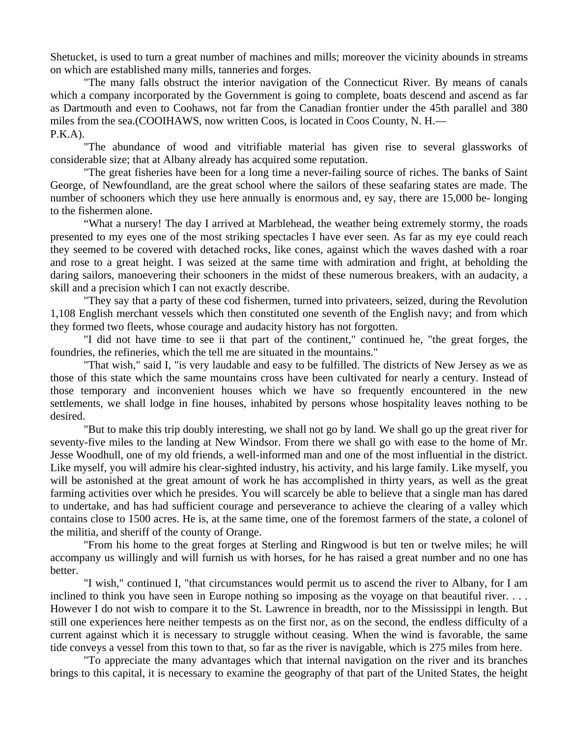Shetucket, is used to turn a great number of machines and mills; moreover the vicinity abounds in streams on which are established many mills, tanneries and forges.

"The many falls obstruct the interior navigation of the Connecticut River. By means of canals which a company incorporated by the Government is going to complete, boats descend and ascend as far as Dartmouth and even to Coohaws, not far from the Canadian frontier under the 45th parallel and 380 miles from the sea.(COOIHAWS, now written Coos, is located in Coos County, N. H.—P.K.A).

"The abundance of wood and vitrifiable material has given rise to several glassworks of considerable size; that at Albany already has acquired some reputation.

"The great fisheries have been for a long time a never-failing source of riches. The banks of Saint George, of Newfoundland, are the great school where the sailors of these seafaring states are made. The number of schooners which they use here annually is enormous and, ey say, there are 15,000 be- longing to the fishermen alone.

"What a nursery! The day I arrived at Marblehead, the weather being extremely stormy, the roads presented to my eyes one of the most striking spectacles I have ever seen. As far as my eye could reach they seemed to be covered with detached rocks, like cones, against which the waves dashed with a roar and rose to a great height. I was seized at the same time with admiration and fright, at beholding the daring sailors, manoevering their schooners in the midst of these numerous breakers, with an audacity, a skill and a precision which I can not exactly describe.

"They say that a party of these cod fishermen, turned into privateers, seized, during the Revolution 1,108 English merchant vessels which then constituted one seventh of the English navy; and from which they formed two fleets, whose courage and audacity history has not forgotten.

"I did not have time to see ii that part of the continent," continued he, "the great forges, the foundries, the refineries, which the tell me are situated in the mountains."

"That wish," said I, "is very laudable and easy to be fulfilled. The districts of New Jersey as we as those of this state which the same mountains cross have been cultivated for nearly a century. Instead of those temporary and inconvenient houses which we have so frequently encountered in the new settlements, we shall lodge in fine houses, inhabited by persons whose hospitality leaves nothing to be desired.

"But to make this trip doubly interesting, we shall not go by land. We shall go up the great river for seventy-five miles to the landing at New Windsor. From there we shall go with ease to the home of Mr. Jesse Woodhull, one of my old friends, a well-informed man and one of the most influential in the district. Like myself, you will admire his clear-sighted industry, his activity, and his large family. Like myself, you will be astonished at the great amount of work he has accomplished in thirty years, as well as the great farming activities over which he presides. You will scarcely be able to believe that a single man has dared to undertake, and has had sufficient courage and perseverance to achieve the clearing of a valley which contains close to 1500 acres. He is, at the same time, one of the foremost farmers of the state, a colonel of the militia, and sheriff of the county of Orange.

"From his home to the great forges at Sterling and Ringwood is but ten or twelve miles; he will accompany us willingly and will furnish us with horses, for he has raised a great number and no one has better.

"I wish," continued I, "that circumstances would permit us to ascend the river to Albany, for I am inclined to think you have seen in Europe nothing so imposing as the voyage on that beautiful river. . . . However I do not wish to compare it to the St. Lawrence in breadth, nor to the Mississippi in length. But still one experiences here neither tempests as on the first nor, as on the second, the endless difficulty of a current against which it is necessary to struggle without ceasing. When the wind is favorable, the same tide conveys a vessel from this town to that, so far as the river is navigable, which is 275 miles from here.

"To appreciate the many advantages which that internal navigation on the river and its branches brings to this capital, it is necessary to examine the geography of that part of the United States, the height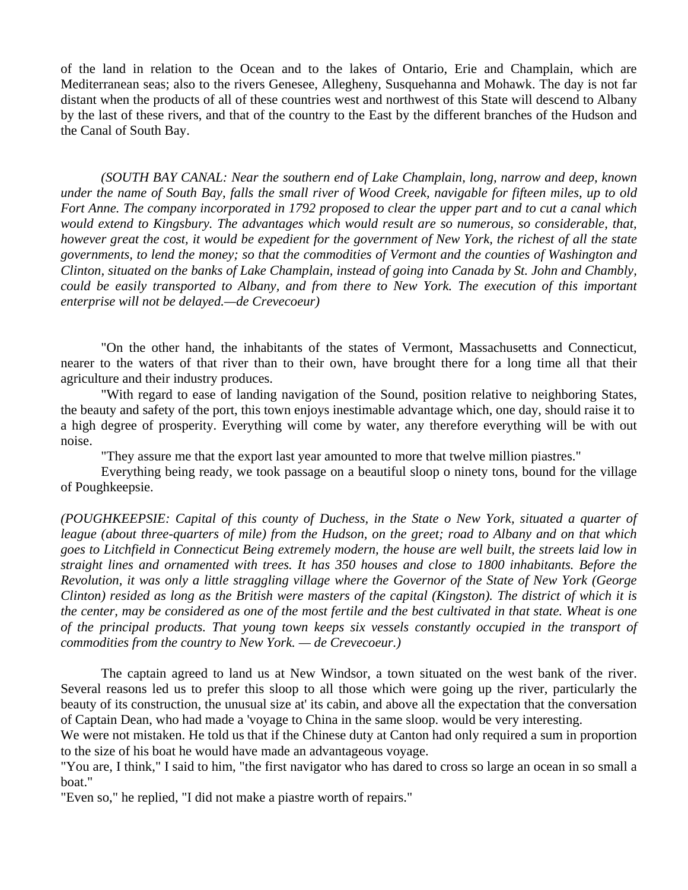of the land in relation to the Ocean and to the lakes of Ontario, Erie and Champlain, which are Mediterranean seas; also to the rivers Genesee, Allegheny, Susquehanna and Mohawk. The day is not far distant when the products of all of these countries west and northwest of this State will descend to Albany by the last of these rivers, and that of the country to the East by the different branches of the Hudson and the Canal of South Bay.

*(SOUTH BAY CANAL: Near the southern end of Lake Champlain, long, narrow and deep, known under the name of South Bay, falls the small river of Wood Creek, navigable for fifteen miles, up to old Fort Anne. The company incorporated in 1792 proposed to clear the upper part and to cut a canal which would extend to Kingsbury. The advantages which would result are so numerous, so considerable, that, however great the cost, it would be expedient for the government of New York, the richest of all the state governments, to lend the money; so that the commodities of Vermont and the counties of Washington and Clinton, situated on the banks of Lake Champlain, instead of going into Canada by St. John and Chambly, could be easily transported to Albany, and from there to New York. The execution of this important enterprise will not be delayed.—de Crevecoeur)*

"On the other hand, the inhabitants of the states of Vermont, Massachusetts and Connecticut, nearer to the waters of that river than to their own, have brought there for a long time all that their agriculture and their industry produces.

"With regard to ease of landing navigation of the Sound, position relative to neighboring States, the beauty and safety of the port, this town enjoys inestimable advantage which, one day, should raise it to a high degree of prosperity. Everything will come by water, any therefore everything will be with out noise.

"They assure me that the export last year amounted to more that twelve million piastres."

Everything being ready, we took passage on a beautiful sloop o ninety tons, bound for the village of Poughkeepsie.

*(POUGHKEEPSIE: Capital of this county of Duchess, in the State o New York, situated a quarter of league (about three-quarters of mile) from the Hudson, on the greet; road to Albany and on that which goes to Litchfield in Connecticut Being extremely modern, the house are well built, the streets laid low in straight lines and ornamented with trees. It has 350 houses and close to 1800 inhabitants. Before the Revolution, it was only a little straggling village where the Governor of the State of New York (George Clinton) resided as long as the British were masters of the capital (Kingston). The district of which it is the center, may be considered as one of the most fertile and the best cultivated in that state. Wheat is one of the principal products. That young town keeps six vessels constantly occupied in the transport of commodities from the country to New York. — de Crevecoeur.)*

The captain agreed to land us at New Windsor, a town situated on the west bank of the river. Several reasons led us to prefer this sloop to all those which were going up the river, particularly the beauty of its construction, the unusual size at' its cabin, and above all the expectation that the conversation of Captain Dean, who had made a 'voyage to China in the same sloop. would be very interesting.

We were not mistaken. He told us that if the Chinese duty at Canton had only required a sum in proportion to the size of his boat he would have made an advantageous voyage.

"You are, I think," I said to him, "the first navigator who has dared to cross so large an ocean in so small a boat."

"Even so," he replied, "I did not make a piastre worth of repairs."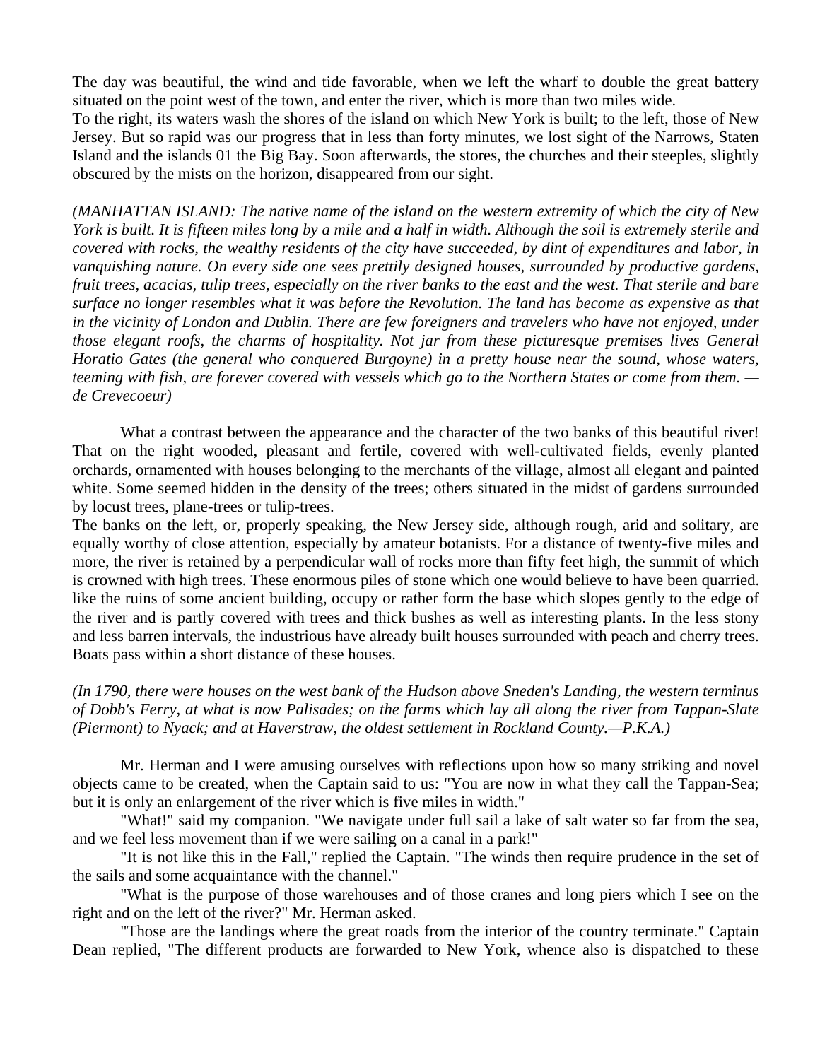The day was beautiful, the wind and tide favorable, when we left the wharf to double the great battery situated on the point west of the town, and enter the river, which is more than two miles wide.
To the right, its waters wash the shores of the island on which New York is built; to the left, those of New Jersey. But so rapid was our progress that in less than forty minutes, we lost sight of the Narrows, Staten Island and the islands 01 the Big Bay. Soon afterwards, the stores, the churches and their steeples, slightly obscured by the mists on the horizon, disappeared from our sight.

*(MANHATTAN ISLAND: The native name of the island on the western extremity of which the city of New York is built. It is fifteen miles long by a mile and a half in width. Although the soil is extremely sterile and covered with rocks, the wealthy residents of the city have succeeded, by dint of expenditures and labor, in vanquishing nature. On every side one sees prettily designed houses, surrounded by productive gardens, fruit trees, acacias, tulip trees, especially on the river banks to the east and the west. That sterile and bare surface no longer resembles what it was before the Revolution. The land has become as expensive as that in the vicinity of London and Dublin. There are few foreigners and travelers who have not enjoyed, under those elegant roofs, the charms of hospitality. Not jar from these picturesque premises lives General Horatio Gates (the general who conquered Burgoyne) in a pretty house near the sound, whose waters, teeming with fish, are forever covered with vessels which go to the Northern States or come from them. — de Crevecoeur)*

What a contrast between the appearance and the character of the two banks of this beautiful river! That on the right wooded, pleasant and fertile, covered with well-cultivated fields, evenly planted orchards, ornamented with houses belonging to the merchants of the village, almost all elegant and painted white. Some seemed hidden in the density of the trees; others situated in the midst of gardens surrounded by locust trees, plane-trees or tulip-trees.
The banks on the left, or, properly speaking, the New Jersey side, although rough, arid and solitary, are equally worthy of close attention, especially by amateur botanists. For a distance of twenty-five miles and more, the river is retained by a perpendicular wall of rocks more than fifty feet high, the summit of which is crowned with high trees. These enormous piles of stone which one would believe to have been quarried. like the ruins of some ancient building, occupy or rather form the base which slopes gently to the edge of the river and is partly covered with trees and thick bushes as well as interesting plants. In the less stony and less barren intervals, the industrious have already built houses surrounded with peach and cherry trees. Boats pass within a short distance of these houses.

*(In 1790, there were houses on the west bank of the Hudson above Sneden's Landing, the western terminus of Dobb's Ferry, at what is now Palisades; on the farms which lay all along the river from Tappan-Slate (Piermont) to Nyack; and at Haverstraw, the oldest settlement in Rockland County.—P.K.A.)*

Mr. Herman and I were amusing ourselves with reflections upon how so many striking and novel objects came to be created, when the Captain said to us: "You are now in what they call the Tappan-Sea; but it is only an enlargement of the river which is five miles in width."

"What!" said my companion. "We navigate under full sail a lake of salt water so far from the sea, and we feel less movement than if we were sailing on a canal in a park!"

"It is not like this in the Fall," replied the Captain. "The winds then require prudence in the set of the sails and some acquaintance with the channel."

"What is the purpose of those warehouses and of those cranes and long piers which I see on the right and on the left of the river?" Mr. Herman asked.

"Those are the landings where the great roads from the interior of the country terminate." Captain Dean replied, "The different products are forwarded to New York, whence also is dispatched to these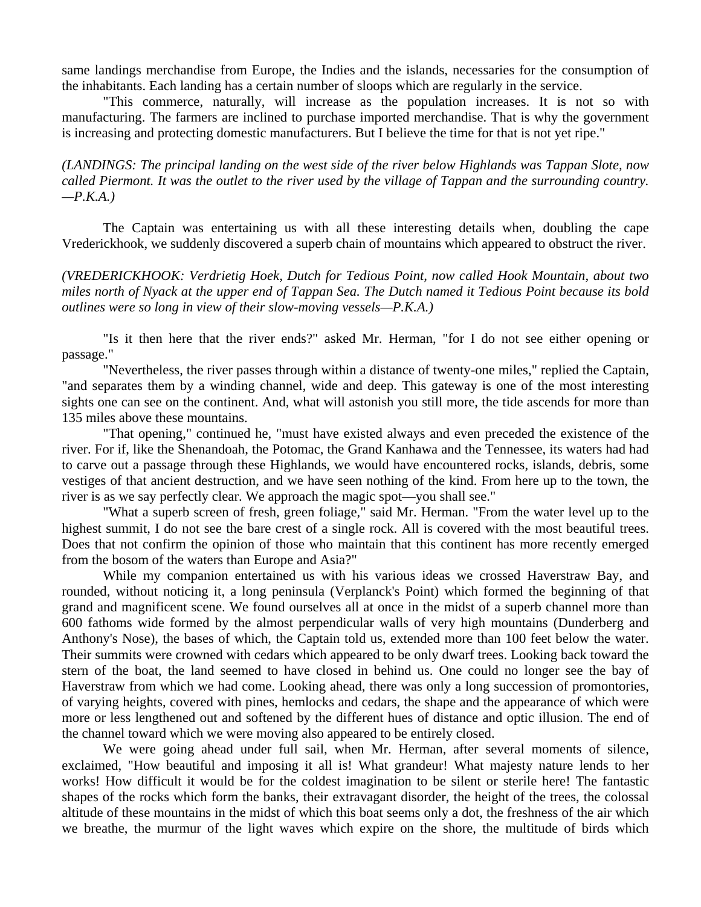same landings merchandise from Europe, the Indies and the islands, necessaries for the consumption of the inhabitants. Each landing has a certain number of sloops which are regularly in the service.

"This commerce, naturally, will increase as the population increases. It is not so with manufacturing. The farmers are inclined to purchase imported merchandise. That is why the government is increasing and protecting domestic manufacturers. But I believe the time for that is not yet ripe."

*(LANDINGS: The principal landing on the west side of the river below Highlands was Tappan Slote, now called Piermont. It was the outlet to the river used by the village of Tappan and the surrounding country. —P.K.A.)*

The Captain was entertaining us with all these interesting details when, doubling the cape Vrederickhook, we suddenly discovered a superb chain of mountains which appeared to obstruct the river.

*(VREDERICKHOOK: Verdrietig Hoek, Dutch for Tedious Point, now called Hook Mountain, about two miles north of Nyack at the upper end of Tappan Sea. The Dutch named it Tedious Point because its bold outlines were so long in view of their slow-moving vessels—P.K.A.)*

"Is it then here that the river ends?" asked Mr. Herman, "for I do not see either opening or passage."

"Nevertheless, the river passes through within a distance of twenty-one miles," replied the Captain, "and separates them by a winding channel, wide and deep. This gateway is one of the most interesting sights one can see on the continent. And, what will astonish you still more, the tide ascends for more than 135 miles above these mountains.

"That opening," continued he, "must have existed always and even preceded the existence of the river. For if, like the Shenandoah, the Potomac, the Grand Kanhawa and the Tennessee, its waters had had to carve out a passage through these Highlands, we would have encountered rocks, islands, debris, some vestiges of that ancient destruction, and we have seen nothing of the kind. From here up to the town, the river is as we say perfectly clear. We approach the magic spot—you shall see."

"What a superb screen of fresh, green foliage," said Mr. Herman. "From the water level up to the highest summit, I do not see the bare crest of a single rock. All is covered with the most beautiful trees. Does that not confirm the opinion of those who maintain that this continent has more recently emerged from the bosom of the waters than Europe and Asia?"

While my companion entertained us with his various ideas we crossed Haverstraw Bay, and rounded, without noticing it, a long peninsula (Verplanck's Point) which formed the beginning of that grand and magnificent scene. We found ourselves all at once in the midst of a superb channel more than 600 fathoms wide formed by the almost perpendicular walls of very high mountains (Dunderberg and Anthony's Nose), the bases of which, the Captain told us, extended more than 100 feet below the water. Their summits were crowned with cedars which appeared to be only dwarf trees. Looking back toward the stern of the boat, the land seemed to have closed in behind us. One could no longer see the bay of Haverstraw from which we had come. Looking ahead, there was only a long succession of promontories, of varying heights, covered with pines, hemlocks and cedars, the shape and the appearance of which were more or less lengthened out and softened by the different hues of distance and optic illusion. The end of the channel toward which we were moving also appeared to be entirely closed.

We were going ahead under full sail, when Mr. Herman, after several moments of silence, exclaimed, "How beautiful and imposing it all is! What grandeur! What majesty nature lends to her works! How difficult it would be for the coldest imagination to be silent or sterile here! The fantastic shapes of the rocks which form the banks, their extravagant disorder, the height of the trees, the colossal altitude of these mountains in the midst of which this boat seems only a dot, the freshness of the air which we breathe, the murmur of the light waves which expire on the shore, the multitude of birds which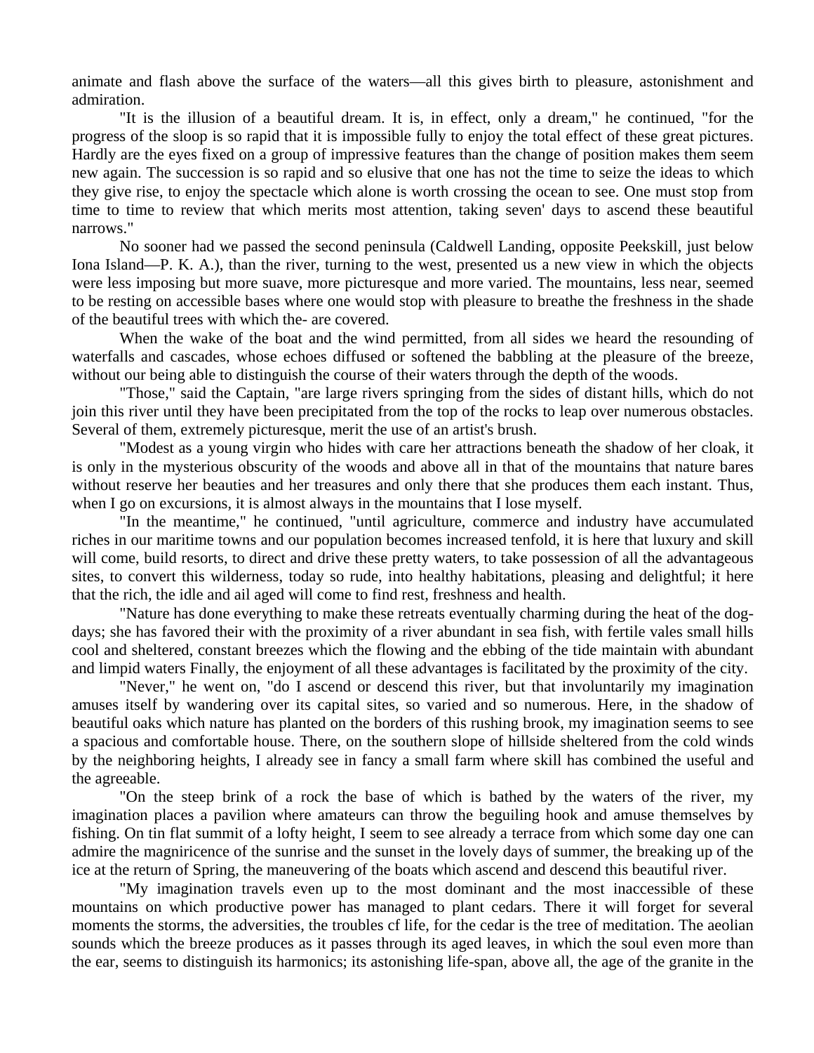animate and flash above the surface of the waters—all this gives birth to pleasure, astonishment and admiration.

"It is the illusion of a beautiful dream. It is, in effect, only a dream," he continued, "for the progress of the sloop is so rapid that it is impossible fully to enjoy the total effect of these great pictures. Hardly are the eyes fixed on a group of impressive features than the change of position makes them seem new again. The succession is so rapid and so elusive that one has not the time to seize the ideas to which they give rise, to enjoy the spectacle which alone is worth crossing the ocean to see. One must stop from time to time to review that which merits most attention, taking seven' days to ascend these beautiful narrows."

No sooner had we passed the second peninsula (Caldwell Landing, opposite Peekskill, just below Iona Island—P. K. A.), than the river, turning to the west, presented us a new view in which the objects were less imposing but more suave, more picturesque and more varied. The mountains, less near, seemed to be resting on accessible bases where one would stop with pleasure to breathe the freshness in the shade of the beautiful trees with which the- are covered.

When the wake of the boat and the wind permitted, from all sides we heard the resounding of waterfalls and cascades, whose echoes diffused or softened the babbling at the pleasure of the breeze, without our being able to distinguish the course of their waters through the depth of the woods.

"Those," said the Captain, "are large rivers springing from the sides of distant hills, which do not join this river until they have been precipitated from the top of the rocks to leap over numerous obstacles. Several of them, extremely picturesque, merit the use of an artist's brush.

"Modest as a young virgin who hides with care her attractions beneath the shadow of her cloak, it is only in the mysterious obscurity of the woods and above all in that of the mountains that nature bares without reserve her beauties and her treasures and only there that she produces them each instant. Thus, when I go on excursions, it is almost always in the mountains that I lose myself.

"In the meantime," he continued, "until agriculture, commerce and industry have accumulated riches in our maritime towns and our population becomes increased tenfold, it is here that luxury and skill will come, build resorts, to direct and drive these pretty waters, to take possession of all the advantageous sites, to convert this wilderness, today so rude, into healthy habitations, pleasing and delightful; it here that the rich, the idle and ail aged will come to find rest, freshness and health.

"Nature has done everything to make these retreats eventually charming during the heat of the dog-days; she has favored their with the proximity of a river abundant in sea fish, with fertile vales small hills cool and sheltered, constant breezes which the flowing and the ebbing of the tide maintain with abundant and limpid waters Finally, the enjoyment of all these advantages is facilitated by the proximity of the city.

"Never," he went on, "do I ascend or descend this river, but that involuntarily my imagination amuses itself by wandering over its capital sites, so varied and so numerous. Here, in the shadow of beautiful oaks which nature has planted on the borders of this rushing brook, my imagination seems to see a spacious and comfortable house. There, on the southern slope of hillside sheltered from the cold winds by the neighboring heights, I already see in fancy a small farm where skill has combined the useful and the agreeable.

"On the steep brink of a rock the base of which is bathed by the waters of the river, my imagination places a pavilion where amateurs can throw the beguiling hook and amuse themselves by fishing. On tin flat summit of a lofty height, I seem to see already a terrace from which some day one can admire the magniricence of the sunrise and the sunset in the lovely days of summer, the breaking up of the ice at the return of Spring, the maneuvering of the boats which ascend and descend this beautiful river.

"My imagination travels even up to the most dominant and the most inaccessible of these mountains on which productive power has managed to plant cedars. There it will forget for several moments the storms, the adversities, the troubles cf life, for the cedar is the tree of meditation. The aeolian sounds which the breeze produces as it passes through its aged leaves, in which the soul even more than the ear, seems to distinguish its harmonics; its astonishing life-span, above all, the age of the granite in the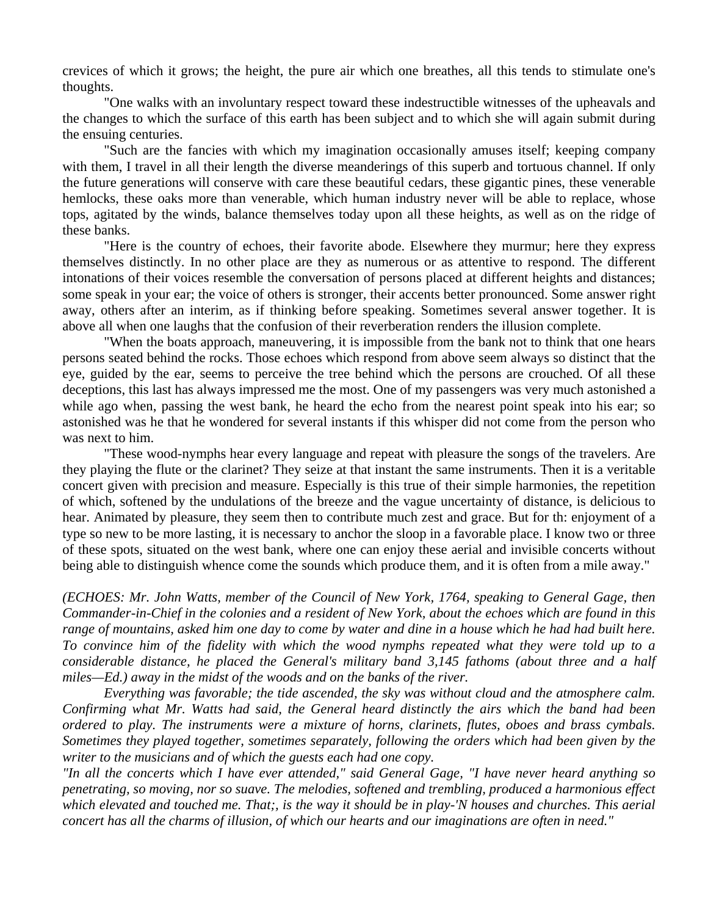crevices of which it grows; the height, the pure air which one breathes, all this tends to stimulate one's thoughts.

"One walks with an involuntary respect toward these indestructible witnesses of the upheavals and the changes to which the surface of this earth has been subject and to which she will again submit during the ensuing centuries.

"Such are the fancies with which my imagination occasionally amuses itself; keeping company with them, I travel in all their length the diverse meanderings of this superb and tortuous channel. If only the future generations will conserve with care these beautiful cedars, these gigantic pines, these venerable hemlocks, these oaks more than venerable, which human industry never will be able to replace, whose tops, agitated by the winds, balance themselves today upon all these heights, as well as on the ridge of these banks.

"Here is the country of echoes, their favorite abode. Elsewhere they murmur; here they express themselves distinctly. In no other place are they as numerous or as attentive to respond. The different intonations of their voices resemble the conversation of persons placed at different heights and distances; some speak in your ear; the voice of others is stronger, their accents better pronounced. Some answer right away, others after an interim, as if thinking before speaking. Sometimes several answer together. It is above all when one laughs that the confusion of their reverberation renders the illusion complete.

"When the boats approach, maneuvering, it is impossible from the bank not to think that one hears persons seated behind the rocks. Those echoes which respond from above seem always so distinct that the eye, guided by the ear, seems to perceive the tree behind which the persons are crouched. Of all these deceptions, this last has always impressed me the most. One of my passengers was very much astonished a while ago when, passing the west bank, he heard the echo from the nearest point speak into his ear; so astonished was he that he wondered for several instants if this whisper did not come from the person who was next to him.

"These wood-nymphs hear every language and repeat with pleasure the songs of the travelers. Are they playing the flute or the clarinet? They seize at that instant the same instruments. Then it is a veritable concert given with precision and measure. Especially is this true of their simple harmonies, the repetition of which, softened by the undulations of the breeze and the vague uncertainty of distance, is delicious to hear. Animated by pleasure, they seem then to contribute much zest and grace. But for th: enjoyment of a type so new to be more lasting, it is necessary to anchor the sloop in a favorable place. I know two or three of these spots, situated on the west bank, where one can enjoy these aerial and invisible concerts without being able to distinguish whence come the sounds which produce them, and it is often from a mile away."

*(ECHOES: Mr. John Watts, member of the Council of New York, 1764, speaking to General Gage, then Commander-in-Chief in the colonies and a resident of New York, about the echoes which are found in this range of mountains, asked him one day to come by water and dine in a house which he had had built here. To convince him of the fidelity with which the wood nymphs repeated what they were told up to a considerable distance, he placed the General's military band 3,145 fathoms (about three and a half miles—Ed.) away in the midst of the woods and on the banks of the river.*

*Everything was favorable; the tide ascended, the sky was without cloud and the atmosphere calm. Confirming what Mr. Watts had said, the General heard distinctly the airs which the band had been ordered to play. The instruments were a mixture of horns, clarinets, flutes, oboes and brass cymbals. Sometimes they played together, sometimes separately, following the orders which had been given by the writer to the musicians and of which the guests each had one copy.*

*"In all the concerts which I have ever attended," said General Gage, "I have never heard anything so penetrating, so moving, nor so suave. The melodies, softened and trembling, produced a harmonious effect which elevated and touched me. That;, is the way it should be in play-'N houses and churches. This aerial concert has all the charms of illusion, of which our hearts and our imaginations are often in need."*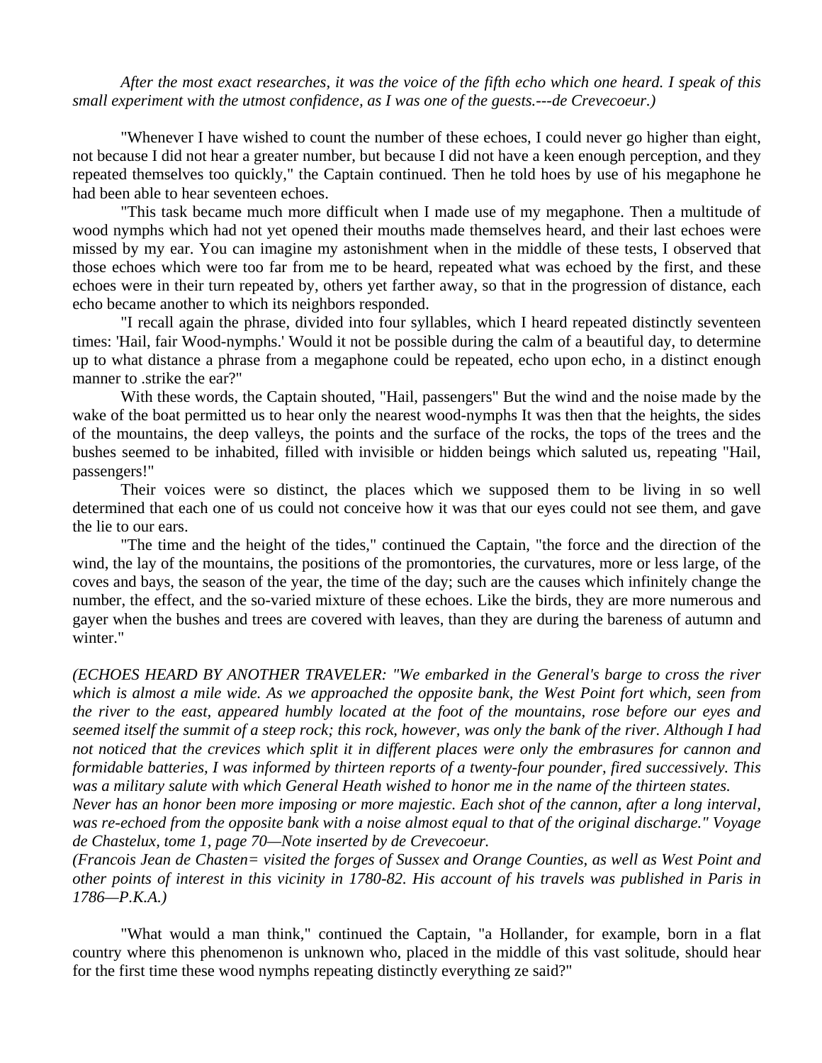*After the most exact researches, it was the voice of the fifth echo which one heard. I speak of this small experiment with the utmost confidence, as I was one of the guests.---de Crevecoeur.)*

"Whenever I have wished to count the number of these echoes, I could never go higher than eight, not because I did not hear a greater number, but because I did not have a keen enough perception, and they repeated themselves too quickly," the Captain continued. Then he told hoes by use of his megaphone he had been able to hear seventeen echoes.

"This task became much more difficult when I made use of my megaphone. Then a multitude of wood nymphs which had not yet opened their mouths made themselves heard, and their last echoes were missed by my ear. You can imagine my astonishment when in the middle of these tests, I observed that those echoes which were too far from me to be heard, repeated what was echoed by the first, and these echoes were in their turn repeated by, others yet farther away, so that in the progression of distance, each echo became another to which its neighbors responded.

"I recall again the phrase, divided into four syllables, which I heard repeated distinctly seventeen times: 'Hail, fair Wood-nymphs.' Would it not be possible during the calm of a beautiful day, to determine up to what distance a phrase from a megaphone could be repeated, echo upon echo, in a distinct enough manner to .strike the ear?"

With these words, the Captain shouted, "Hail, passengers" But the wind and the noise made by the wake of the boat permitted us to hear only the nearest wood-nymphs It was then that the heights, the sides of the mountains, the deep valleys, the points and the surface of the rocks, the tops of the trees and the bushes seemed to be inhabited, filled with invisible or hidden beings which saluted us, repeating "Hail, passengers!"

Their voices were so distinct, the places which we supposed them to be living in so well determined that each one of us could not conceive how it was that our eyes could not see them, and gave the lie to our ears.

"The time and the height of the tides," continued the Captain, "the force and the direction of the wind, the lay of the mountains, the positions of the promontories, the curvatures, more or less large, of the coves and bays, the season of the year, the time of the day; such are the causes which infinitely change the number, the effect, and the so-varied mixture of these echoes. Like the birds, they are more numerous and gayer when the bushes and trees are covered with leaves, than they are during the bareness of autumn and winter."

*(ECHOES HEARD BY ANOTHER TRAVELER: "We embarked in the General's barge to cross the river which is almost a mile wide. As we approached the opposite bank, the West Point fort which, seen from the river to the east, appeared humbly located at the foot of the mountains, rose before our eyes and seemed itself the summit of a steep rock; this rock, however, was only the bank of the river. Although I had not noticed that the crevices which split it in different places were only the embrasures for cannon and formidable batteries, I was informed by thirteen reports of a twenty-four pounder, fired successively. This was a military salute with which General Heath wished to honor me in the name of the thirteen states.*
*Never has an honor been more imposing or more majestic. Each shot of the cannon, after a long interval, was re-echoed from the opposite bank with a noise almost equal to that of the original discharge." Voyage de Chastelux, tome 1, page 70—Note inserted by de Crevecoeur.*
*(Francois Jean de Chasten= visited the forges of Sussex and Orange Counties, as well as West Point and other points of interest in this vicinity in 1780-82. His account of his travels was published in Paris in 1786—P.K.A.)*

"What would a man think," continued the Captain, "a Hollander, for example, born in a flat country where this phenomenon is unknown who, placed in the middle of this vast solitude, should hear for the first time these wood nymphs repeating distinctly everything ze said?"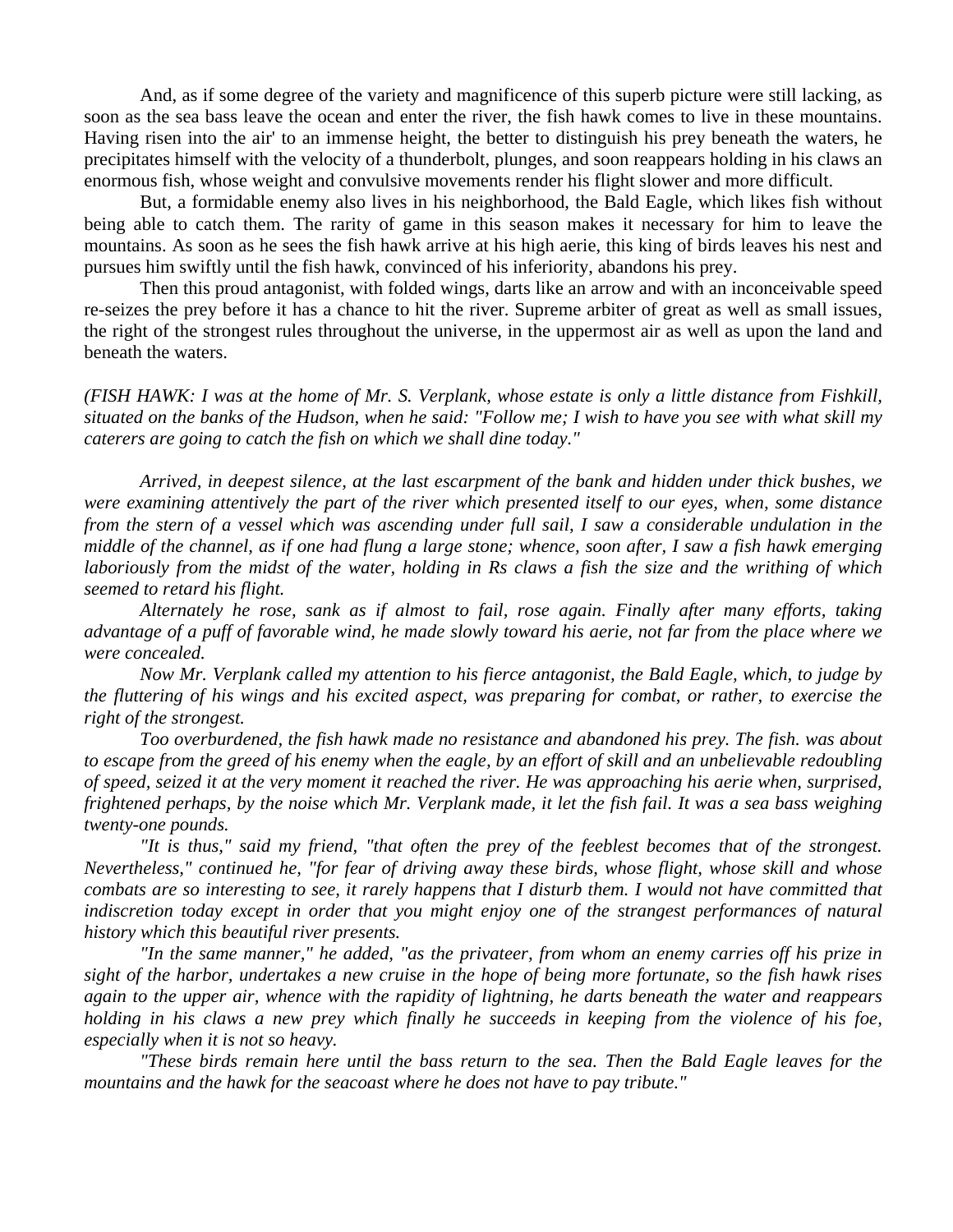And, as if some degree of the variety and magnificence of this superb picture were still lacking, as soon as the sea bass leave the ocean and enter the river, the fish hawk comes to live in these mountains. Having risen into the air' to an immense height, the better to distinguish his prey beneath the waters, he precipitates himself with the velocity of a thunderbolt, plunges, and soon reappears holding in his claws an enormous fish, whose weight and convulsive movements render his flight slower and more difficult.

But, a formidable enemy also lives in his neighborhood, the Bald Eagle, which likes fish without being able to catch them. The rarity of game in this season makes it necessary for him to leave the mountains. As soon as he sees the fish hawk arrive at his high aerie, this king of birds leaves his nest and pursues him swiftly until the fish hawk, convinced of his inferiority, abandons his prey.

Then this proud antagonist, with folded wings, darts like an arrow and with an inconceivable speed re-seizes the prey before it has a chance to hit the river. Supreme arbiter of great as well as small issues, the right of the strongest rules throughout the universe, in the uppermost air as well as upon the land and beneath the waters.

*(FISH HAWK: I was at the home of Mr. S. Verplank, whose estate is only a little distance from Fishkill, situated on the banks of the Hudson, when he said: "Follow me; I wish to have you see with what skill my caterers are going to catch the fish on which we shall dine today."*

*Arrived, in deepest silence, at the last escarpment of the bank and hidden under thick bushes, we were examining attentively the part of the river which presented itself to our eyes, when, some distance from the stern of a vessel which was ascending under full sail, I saw a considerable undulation in the middle of the channel, as if one had flung a large stone; whence, soon after, I saw a fish hawk emerging laboriously from the midst of the water, holding in Rs claws a fish the size and the writhing of which seemed to retard his flight.*

*Alternately he rose, sank as if almost to fail, rose again. Finally after many efforts, taking advantage of a puff of favorable wind, he made slowly toward his aerie, not far from the place where we were concealed.*

*Now Mr. Verplank called my attention to his fierce antagonist, the Bald Eagle, which, to judge by the fluttering of his wings and his excited aspect, was preparing for combat, or rather, to exercise the right of the strongest.*

*Too overburdened, the fish hawk made no resistance and abandoned his prey. The fish. was about to escape from the greed of his enemy when the eagle, by an effort of skill and an unbelievable redoubling of speed, seized it at the very moment it reached the river. He was approaching his aerie when, surprised, frightened perhaps, by the noise which Mr. Verplank made, it let the fish fail. It was a sea bass weighing twenty-one pounds.*

*"It is thus," said my friend, "that often the prey of the feeblest becomes that of the strongest. Nevertheless," continued he, "for fear of driving away these birds, whose flight, whose skill and whose combats are so interesting to see, it rarely happens that I disturb them. I would not have committed that indiscretion today except in order that you might enjoy one of the strangest performances of natural history which this beautiful river presents.*

*"In the same manner," he added, "as the privateer, from whom an enemy carries off his prize in sight of the harbor, undertakes a new cruise in the hope of being more fortunate, so the fish hawk rises again to the upper air, whence with the rapidity of lightning, he darts beneath the water and reappears holding in his claws a new prey which finally he succeeds in keeping from the violence of his foe, especially when it is not so heavy.*

*"These birds remain here until the bass return to the sea. Then the Bald Eagle leaves for the mountains and the hawk for the seacoast where he does not have to pay tribute."*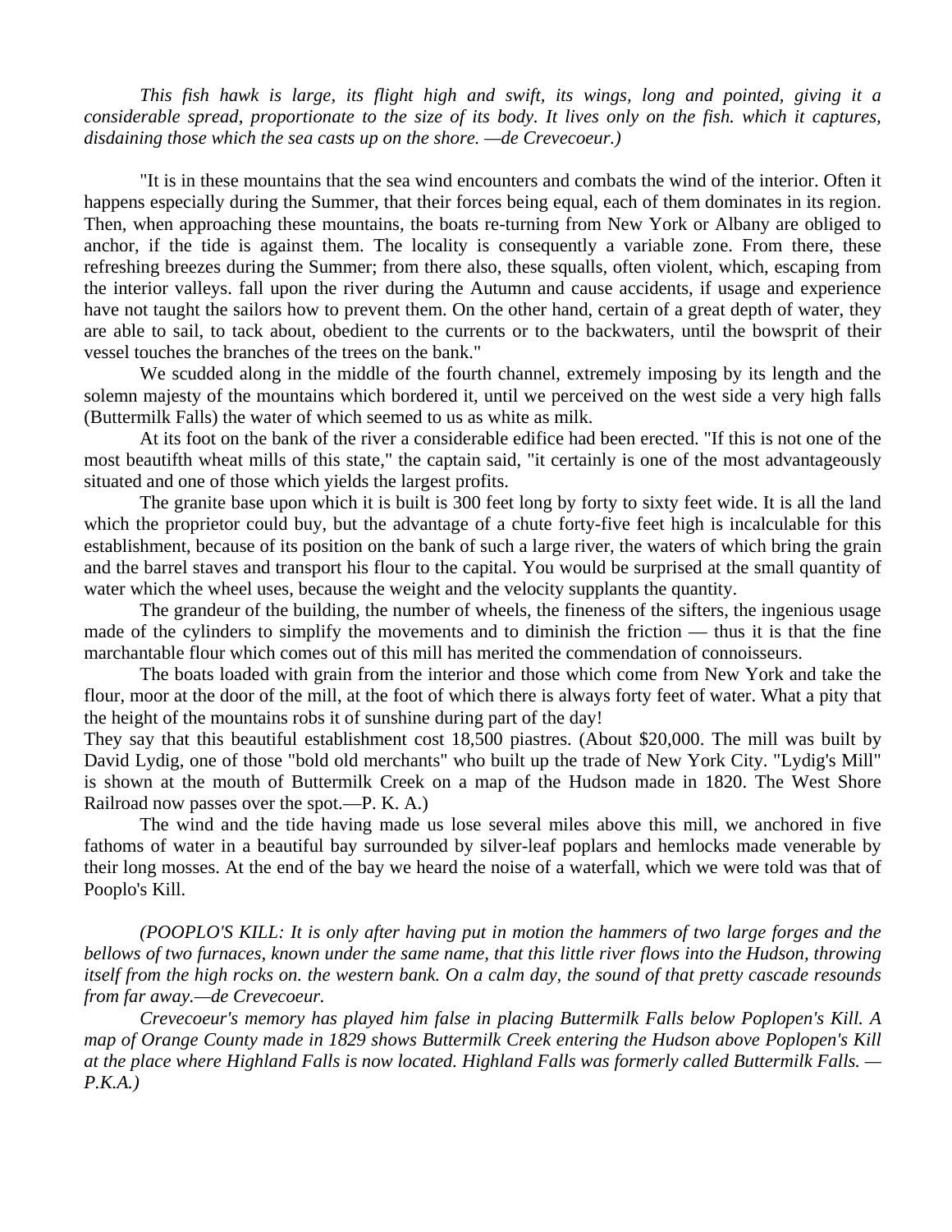*This fish hawk is large, its flight high and swift, its wings, long and pointed, giving it a considerable spread, proportionate to the size of its body. It lives only on the fish. which it captures, disdaining those which the sea casts up on the shore. —de Crevecoeur.)*

"It is in these mountains that the sea wind encounters and combats the wind of the interior. Often it happens especially during the Summer, that their forces being equal, each of them dominates in its region. Then, when approaching these mountains, the boats re-turning from New York or Albany are obliged to anchor, if the tide is against them. The locality is consequently a variable zone. From there, these refreshing breezes during the Summer; from there also, these squalls, often violent, which, escaping from the interior valleys. fall upon the river during the Autumn and cause accidents, if usage and experience have not taught the sailors how to prevent them. On the other hand, certain of a great depth of water, they are able to sail, to tack about, obedient to the currents or to the backwaters, until the bowsprit of their vessel touches the branches of the trees on the bank."

We scudded along in the middle of the fourth channel, extremely imposing by its length and the solemn majesty of the mountains which bordered it, until we perceived on the west side a very high falls (Buttermilk Falls) the water of which seemed to us as white as milk.

At its foot on the bank of the river a considerable edifice had been erected. "If this is not one of the most beautifth wheat mills of this state," the captain said, "it certainly is one of the most advantageously situated and one of those which yields the largest profits.

The granite base upon which it is built is 300 feet long by forty to sixty feet wide. It is all the land which the proprietor could buy, but the advantage of a chute forty-five feet high is incalculable for this establishment, because of its position on the bank of such a large river, the waters of which bring the grain and the barrel staves and transport his flour to the capital. You would be surprised at the small quantity of water which the wheel uses, because the weight and the velocity supplants the quantity.

The grandeur of the building, the number of wheels, the fineness of the sifters, the ingenious usage made of the cylinders to simplify the movements and to diminish the friction — thus it is that the fine marchantable flour which comes out of this mill has merited the commendation of connoisseurs.

The boats loaded with grain from the interior and those which come from New York and take the flour, moor at the door of the mill, at the foot of which there is always forty feet of water. What a pity that the height of the mountains robs it of sunshine during part of the day!

They say that this beautiful establishment cost 18,500 piastres. (About $20,000. The mill was built by David Lydig, one of those "bold old merchants" who built up the trade of New York City. "Lydig's Mill" is shown at the mouth of Buttermilk Creek on a map of the Hudson made in 1820. The West Shore Railroad now passes over the spot.—P. K. A.)

The wind and the tide having made us lose several miles above this mill, we anchored in five fathoms of water in a beautiful bay surrounded by silver-leaf poplars and hemlocks made venerable by their long mosses. At the end of the bay we heard the noise of a waterfall, which we were told was that of Pooplo's Kill.

*(POOPLO'S KILL: It is only after having put in motion the hammers of two large forges and the bellows of two furnaces, known under the same name, that this little river flows into the Hudson, throwing itself from the high rocks on. the western bank. On a calm day, the sound of that pretty cascade resounds from far away.—de Crevecoeur.*

*Crevecoeur's memory has played him false in placing Buttermilk Falls below Poplopen's Kill. A map of Orange County made in 1829 shows Buttermilk Creek entering the Hudson above Poplopen's Kill at the place where Highland Falls is now located. Highland Falls was formerly called Buttermilk Falls. —P.K.A.)*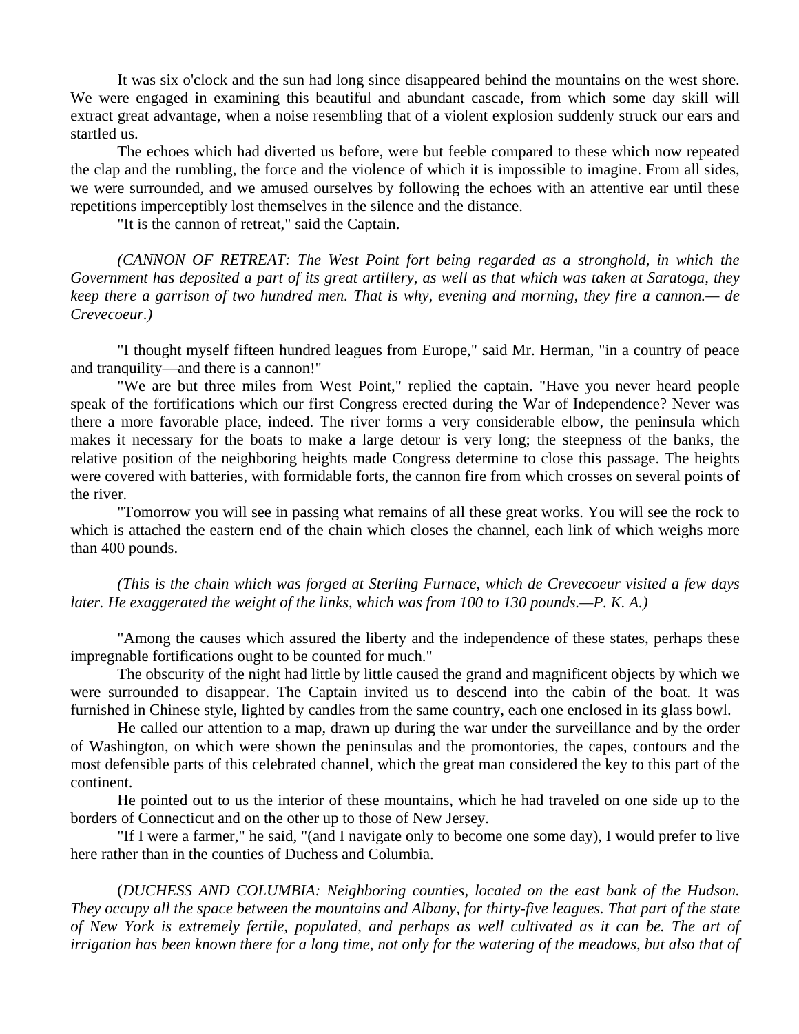It was six o'clock and the sun had long since disappeared behind the mountains on the west shore. We were engaged in examining this beautiful and abundant cascade, from which some day skill will extract great advantage, when a noise resembling that of a violent explosion suddenly struck our ears and startled us.

The echoes which had diverted us before, were but feeble compared to these which now repeated the clap and the rumbling, the force and the violence of which it is impossible to imagine. From all sides, we were surrounded, and we amused ourselves by following the echoes with an attentive ear until these repetitions imperceptibly lost themselves in the silence and the distance.

"It is the cannon of retreat," said the Captain.

*(CANNON OF RETREAT: The West Point fort being regarded as a stronghold, in which the Government has deposited a part of its great artillery, as well as that which was taken at Saratoga, they keep there a garrison of two hundred men. That is why, evening and morning, they fire a cannon.— de Crevecoeur.)*

"I thought myself fifteen hundred leagues from Europe," said Mr. Herman, "in a country of peace and tranquility—and there is a cannon!"

"We are but three miles from West Point," replied the captain. "Have you never heard people speak of the fortifications which our first Congress erected during the War of Independence? Never was there a more favorable place, indeed. The river forms a very considerable elbow, the peninsula which makes it necessary for the boats to make a large detour is very long; the steepness of the banks, the relative position of the neighboring heights made Congress determine to close this passage. The heights were covered with batteries, with formidable forts, the cannon fire from which crosses on several points of the river.

"Tomorrow you will see in passing what remains of all these great works. You will see the rock to which is attached the eastern end of the chain which closes the channel, each link of which weighs more than 400 pounds.

*(This is the chain which was forged at Sterling Furnace, which de Crevecoeur visited a few days later. He exaggerated the weight of the links, which was from 100 to 130 pounds.—P. K. A.)*

"Among the causes which assured the liberty and the independence of these states, perhaps these impregnable fortifications ought to be counted for much."

The obscurity of the night had little by little caused the grand and magnificent objects by which we were surrounded to disappear. The Captain invited us to descend into the cabin of the boat. It was furnished in Chinese style, lighted by candles from the same country, each one enclosed in its glass bowl.

He called our attention to a map, drawn up during the war under the surveillance and by the order of Washington, on which were shown the peninsulas and the promontories, the capes, contours and the most defensible parts of this celebrated channel, which the great man considered the key to this part of the continent.

He pointed out to us the interior of these mountains, which he had traveled on one side up to the borders of Connecticut and on the other up to those of New Jersey.

"If I were a farmer," he said, "(and I navigate only to become one some day), I would prefer to live here rather than in the counties of Duchess and Columbia.

(*DUCHESS AND COLUMBIA: Neighboring counties, located on the east bank of the Hudson. They occupy all the space between the mountains and Albany, for thirty-five leagues. That part of the state of New York is extremely fertile, populated, and perhaps as well cultivated as it can be. The art of irrigation has been known there for a long time, not only for the watering of the meadows, but also that of*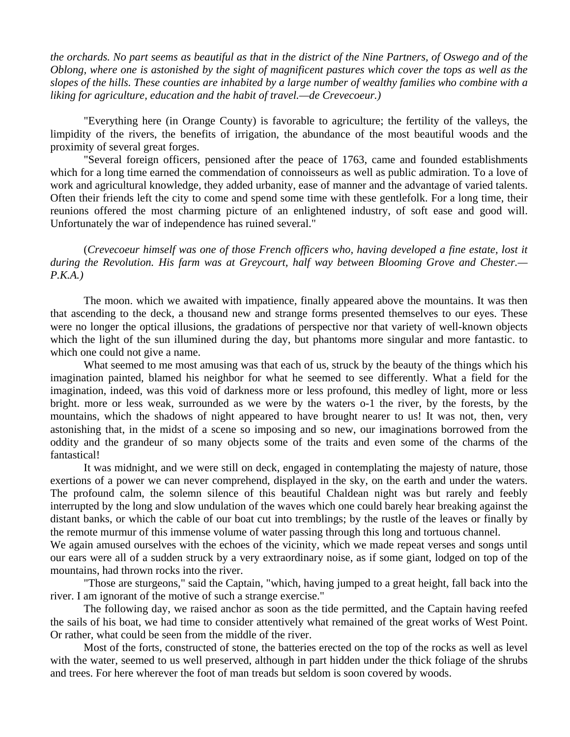*the orchards. No part seems as beautiful as that in the district of the Nine Partners, of Oswego and of the Oblong, where one is astonished by the sight of magnificent pastures which cover the tops as well as the slopes of the hills. These counties are inhabited by a large number of wealthy families who combine with a liking for agriculture, education and the habit of travel.—de Crevecoeur.)*

"Everything here (in Orange County) is favorable to agriculture; the fertility of the valleys, the limpidity of the rivers, the benefits of irrigation, the abundance of the most beautiful woods and the proximity of several great forges.

"Several foreign officers, pensioned after the peace of 1763, came and founded establishments which for a long time earned the commendation of connoisseurs as well as public admiration. To a love of work and agricultural knowledge, they added urbanity, ease of manner and the advantage of varied talents. Often their friends left the city to come and spend some time with these gentlefolk. For a long time, their reunions offered the most charming picture of an enlightened industry, of soft ease and good will. Unfortunately the war of independence has ruined several."

(*Crevecoeur himself was one of those French officers who, having developed a fine estate, lost it during the Revolution. His farm was at Greycourt, half way between Blooming Grove and Chester.—P.K.A.)*

The moon. which we awaited with impatience, finally appeared above the mountains. It was then that ascending to the deck, a thousand new and strange forms presented themselves to our eyes. These were no longer the optical illusions, the gradations of perspective nor that variety of well-known objects which the light of the sun illumined during the day, but phantoms more singular and more fantastic. to which one could not give a name.

What seemed to me most amusing was that each of us, struck by the beauty of the things which his imagination painted, blamed his neighbor for what he seemed to see differently. What a field for the imagination, indeed, was this void of darkness more or less profound, this medley of light, more or less bright. more or less weak, surrounded as we were by the waters o-1 the river, by the forests, by the mountains, which the shadows of night appeared to have brought nearer to us! It was not, then, very astonishing that, in the midst of a scene so imposing and so new, our imaginations borrowed from the oddity and the grandeur of so many objects some of the traits and even some of the charms of the fantastical!

It was midnight, and we were still on deck, engaged in contemplating the majesty of nature, those exertions of a power we can never comprehend, displayed in the sky, on the earth and under the waters. The profound calm, the solemn silence of this beautiful Chaldean night was but rarely and feebly interrupted by the long and slow undulation of the waves which one could barely hear breaking against the distant banks, or which the cable of our boat cut into tremblings; by the rustle of the leaves or finally by the remote murmur of this immense volume of water passing through this long and tortuous channel.

We again amused ourselves with the echoes of the vicinity, which we made repeat verses and songs until our ears were all of a sudden struck by a very extraordinary noise, as if some giant, lodged on top of the mountains, had thrown rocks into the river.

"Those are sturgeons," said the Captain, "which, having jumped to a great height, fall back into the river. I am ignorant of the motive of such a strange exercise."

The following day, we raised anchor as soon as the tide permitted, and the Captain having reefed the sails of his boat, we had time to consider attentively what remained of the great works of West Point. Or rather, what could be seen from the middle of the river.

Most of the forts, constructed of stone, the batteries erected on the top of the rocks as well as level with the water, seemed to us well preserved, although in part hidden under the thick foliage of the shrubs and trees. For here wherever the foot of man treads but seldom is soon covered by woods.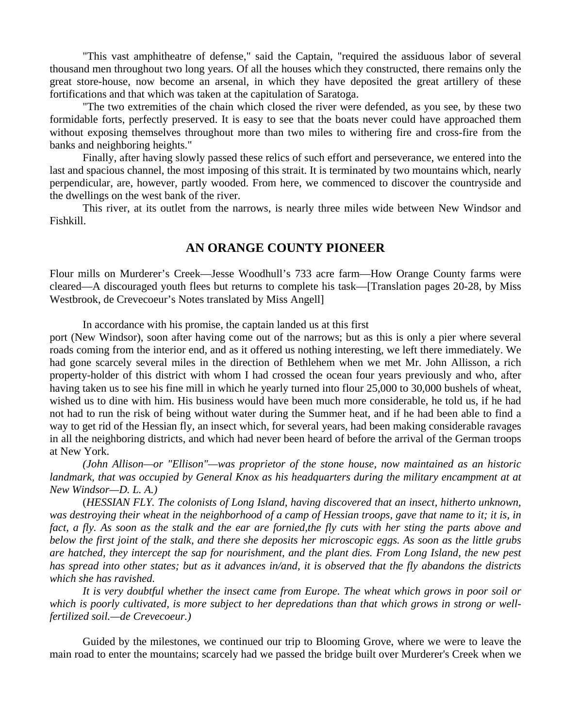"This vast amphitheatre of defense," said the Captain, "required the assiduous labor of several thousand men throughout two long years. Of all the houses which they constructed, there remains only the great store-house, now become an arsenal, in which they have deposited the great artillery of these fortifications and that which was taken at the capitulation of Saratoga.

"The two extremities of the chain which closed the river were defended, as you see, by these two formidable forts, perfectly preserved. It is easy to see that the boats never could have approached them without exposing themselves throughout more than two miles to withering fire and cross-fire from the banks and neighboring heights."

Finally, after having slowly passed these relics of such effort and perseverance, we entered into the last and spacious channel, the most imposing of this strait. It is terminated by two mountains which, nearly perpendicular, are, however, partly wooded. From here, we commenced to discover the countryside and the dwellings on the west bank of the river.

This river, at its outlet from the narrows, is nearly three miles wide between New Windsor and Fishkill.

## AN ORANGE COUNTY PIONEER

Flour mills on Murderer's Creek—Jesse Woodhull's 733 acre farm—How Orange County farms were cleared—A discouraged youth flees but returns to complete his task—[Translation pages 20-28, by Miss Westbrook, de Crevecoeur's Notes translated by Miss Angell]

In accordance with his promise, the captain landed us at this first port (New Windsor), soon after having come out of the narrows; but as this is only a pier where several roads coming from the interior end, and as it offered us nothing interesting, we left there immediately. We had gone scarcely several miles in the direction of Bethlehem when we met Mr. John Allisson, a rich property-holder of this district with whom I had crossed the ocean four years previously and who, after having taken us to see his fine mill in which he yearly turned into flour 25,000 to 30,000 bushels of wheat, wished us to dine with him. His business would have been much more considerable, he told us, if he had not had to run the risk of being without water during the Summer heat, and if he had been able to find a way to get rid of the Hessian fly, an insect which, for several years, had been making considerable ravages in all the neighboring districts, and which had never been heard of before the arrival of the German troops at New York.

*(John Allison—or "Ellison"—was proprietor of the stone house, now maintained as an historic landmark, that was occupied by General Knox as his headquarters during the military encampment at at New Windsor—D. L. A.)*

(*HESSIAN FLY. The colonists of Long Island, having discovered that an insect, hitherto unknown, was destroying their wheat in the neighborhood of a camp of Hessian troops, gave that name to it; it is, in fact, a fly. As soon as the stalk and the ear are fornied,the fly cuts with her sting the parts above and below the first joint of the stalk, and there she deposits her microscopic eggs. As soon as the little grubs are hatched, they intercept the sap for nourishment, and the plant dies. From Long Island, the new pest has spread into other states; but as it advances in/and, it is observed that the fly abandons the districts which she has ravished.*

*It is very doubtful whether the insect came from Europe. The wheat which grows in poor soil or which is poorly cultivated, is more subject to her depredations than that which grows in strong or well-fertilized soil.—de Crevecoeur.)*

Guided by the milestones, we continued our trip to Blooming Grove, where we were to leave the main road to enter the mountains; scarcely had we passed the bridge built over Murderer's Creek when we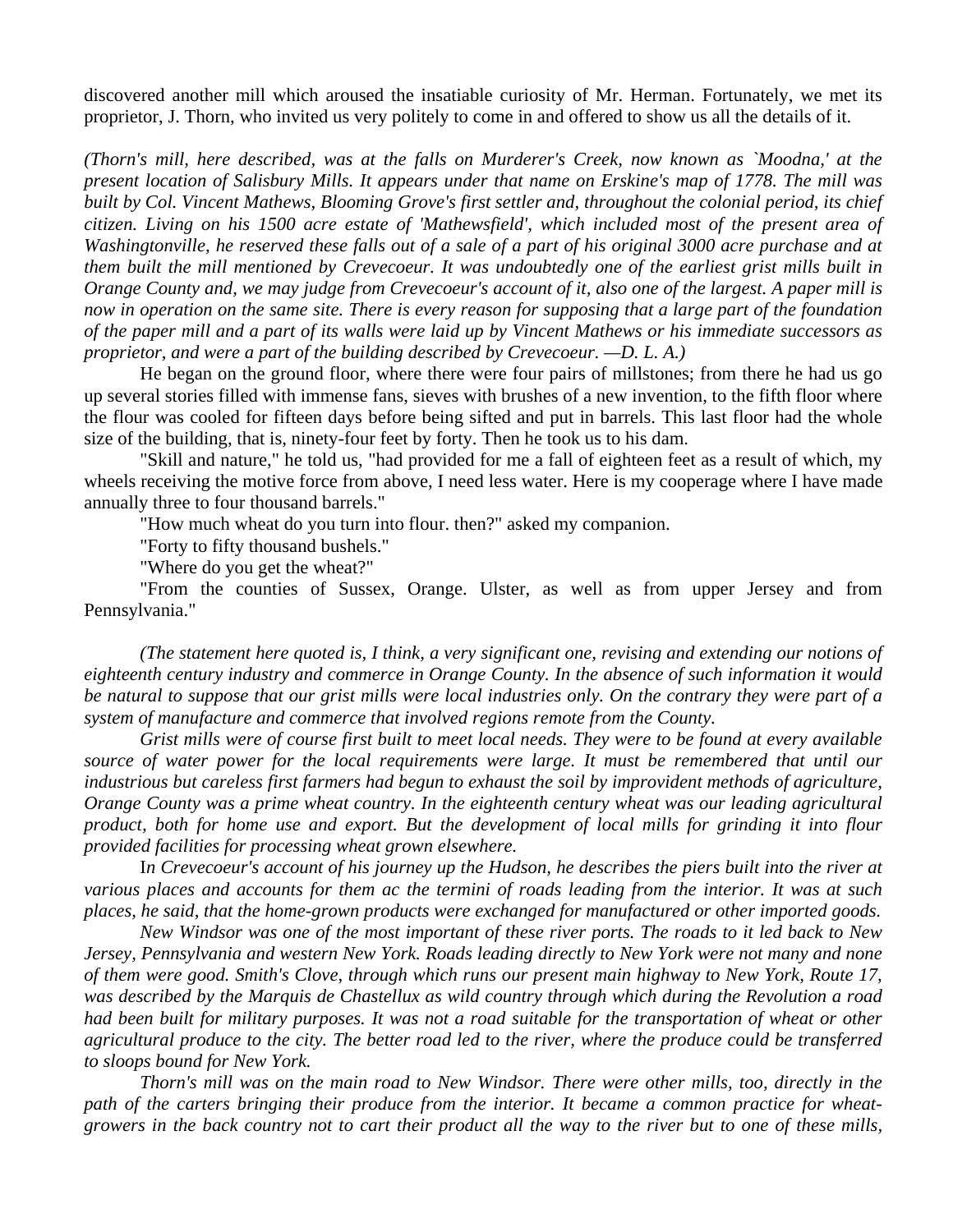discovered another mill which aroused the insatiable curiosity of Mr. Herman. Fortunately, we met its proprietor, J. Thorn, who invited us very politely to come in and offered to show us all the details of it.

*(Thorn's mill, here described, was at the falls on Murderer's Creek, now known as `Moodna,' at the present location of Salisbury Mills. It appears under that name on Erskine's map of 1778. The mill was built by Col. Vincent Mathews, Blooming Grove's first settler and, throughout the colonial period, its chief citizen. Living on his 1500 acre estate of 'Mathewsfield', which included most of the present area of Washingtonville, he reserved these falls out of a sale of a part of his original 3000 acre purchase and at them built the mill mentioned by Crevecoeur. It was undoubtedly one of the earliest grist mills built in Orange County and, we may judge from Crevecoeur's account of it, also one of the largest. A paper mill is now in operation on the same site. There is every reason for supposing that a large part of the foundation of the paper mill and a part of its walls were laid up by Vincent Mathews or his immediate successors as proprietor, and were a part of the building described by Crevecoeur. —D. L. A.)*

He began on the ground floor, where there were four pairs of millstones; from there he had us go up several stories filled with immense fans, sieves with brushes of a new invention, to the fifth floor where the flour was cooled for fifteen days before being sifted and put in barrels. This last floor had the whole size of the building, that is, ninety-four feet by forty. Then he took us to his dam.

"Skill and nature," he told us, "had provided for me a fall of eighteen feet as a result of which, my wheels receiving the motive force from above, I need less water. Here is my cooperage where I have made annually three to four thousand barrels."

"How much wheat do you turn into flour. then?" asked my companion.

"Forty to fifty thousand bushels."

"Where do you get the wheat?"

"From the counties of Sussex, Orange. Ulster, as well as from upper Jersey and from Pennsylvania."

*(The statement here quoted is, I think, a very significant one, revising and extending our notions of eighteenth century industry and commerce in Orange County. In the absence of such information it would be natural to suppose that our grist mills were local industries only. On the contrary they were part of a system of manufacture and commerce that involved regions remote from the County.*

*Grist mills were of course first built to meet local needs. They were to be found at every available source of water power for the local requirements were large. It must be remembered that until our industrious but careless first farmers had begun to exhaust the soil by improvident methods of agriculture, Orange County was a prime wheat country. In the eighteenth century wheat was our leading agricultural product, both for home use and export. But the development of local mills for grinding it into flour provided facilities for processing wheat grown elsewhere.*

*In Crevecoeur's account of his journey up the Hudson, he describes the piers built into the river at various places and accounts for them ac the termini of roads leading from the interior. It was at such places, he said, that the home-grown products were exchanged for manufactured or other imported goods.*

*New Windsor was one of the most important of these river ports. The roads to it led back to New Jersey, Pennsylvania and western New York. Roads leading directly to New York were not many and none of them were good. Smith's Clove, through which runs our present main highway to New York, Route 17, was described by the Marquis de Chastellux as wild country through which during the Revolution a road had been built for military purposes. It was not a road suitable for the transportation of wheat or other agricultural produce to the city. The better road led to the river, where the produce could be transferred to sloops bound for New York.*

*Thorn's mill was on the main road to New Windsor. There were other mills, too, directly in the path of the carters bringing their produce from the interior. It became a common practice for wheat-growers in the back country not to cart their product all the way to the river but to one of these mills,*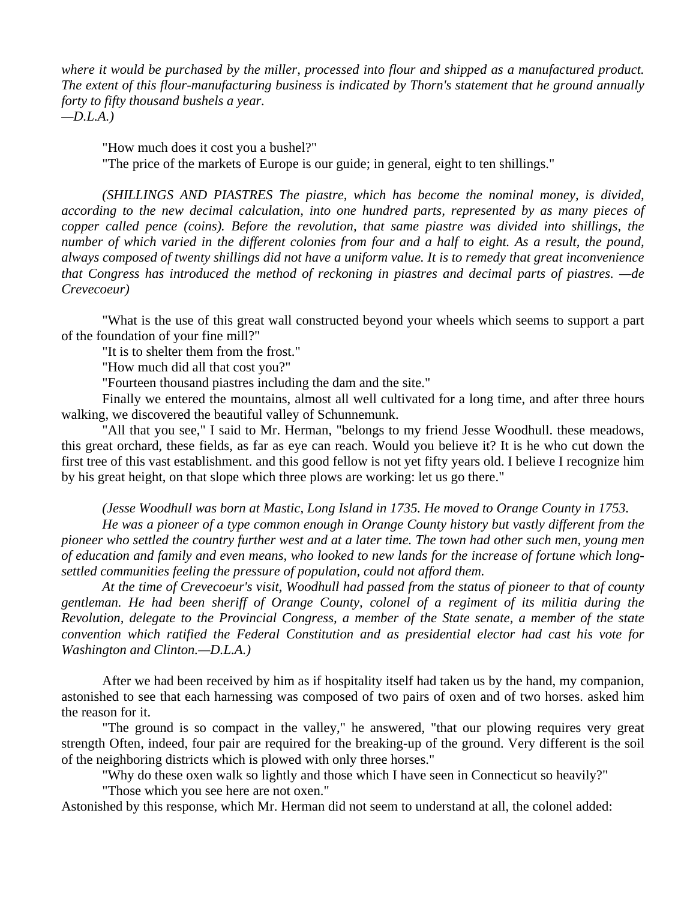*where it would be purchased by the miller, processed into flour and shipped as a manufactured product. The extent of this flour-manufacturing business is indicated by Thorn's statement that he ground annually forty to fifty thousand bushels a year.*
*—D.L.A.)*

"How much does it cost you a bushel?"

"The price of the markets of Europe is our guide; in general, eight to ten shillings."

*(SHILLINGS AND PIASTRES The piastre, which has become the nominal money, is divided, according to the new decimal calculation, into one hundred parts, represented by as many pieces of copper called pence (coins). Before the revolution, that same piastre was divided into shillings, the number of which varied in the different colonies from four and a half to eight. As a result, the pound, always composed of twenty shillings did not have a uniform value. It is to remedy that great inconvenience that Congress has introduced the method of reckoning in piastres and decimal parts of piastres. —de Crevecoeur)*

"What is the use of this great wall constructed beyond your wheels which seems to support a part of the foundation of your fine mill?"

"It is to shelter them from the frost."

"How much did all that cost you?"

"Fourteen thousand piastres including the dam and the site."

Finally we entered the mountains, almost all well cultivated for a long time, and after three hours walking, we discovered the beautiful valley of Schunnemunk.

"All that you see," I said to Mr. Herman, "belongs to my friend Jesse Woodhull. these meadows, this great orchard, these fields, as far as eye can reach. Would you believe it? It is he who cut down the first tree of this vast establishment. and this good fellow is not yet fifty years old. I believe I recognize him by his great height, on that slope which three plows are working: let us go there."

*(Jesse Woodhull was born at Mastic, Long Island in 1735. He moved to Orange County in 1753.*

*He was a pioneer of a type common enough in Orange County history but vastly different from the pioneer who settled the country further west and at a later time. The town had other such men, young men of education and family and even means, who looked to new lands for the increase of fortune which long-settled communities feeling the pressure of population, could not afford them.*

*At the time of Crevecoeur's visit, Woodhull had passed from the status of pioneer to that of county gentleman. He had been sheriff of Orange County, colonel of a regiment of its militia during the Revolution, delegate to the Provincial Congress, a member of the State senate, a member of the state convention which ratified the Federal Constitution and as presidential elector had cast his vote for Washington and Clinton.—D.L.A.)*

After we had been received by him as if hospitality itself had taken us by the hand, my companion, astonished to see that each harnessing was composed of two pairs of oxen and of two horses. asked him the reason for it.

"The ground is so compact in the valley," he answered, "that our plowing requires very great strength Often, indeed, four pair are required for the breaking-up of the ground. Very different is the soil of the neighboring districts which is plowed with only three horses."

"Why do these oxen walk so lightly and those which I have seen in Connecticut so heavily?"

"Those which you see here are not oxen."

Astonished by this response, which Mr. Herman did not seem to understand at all, the colonel added: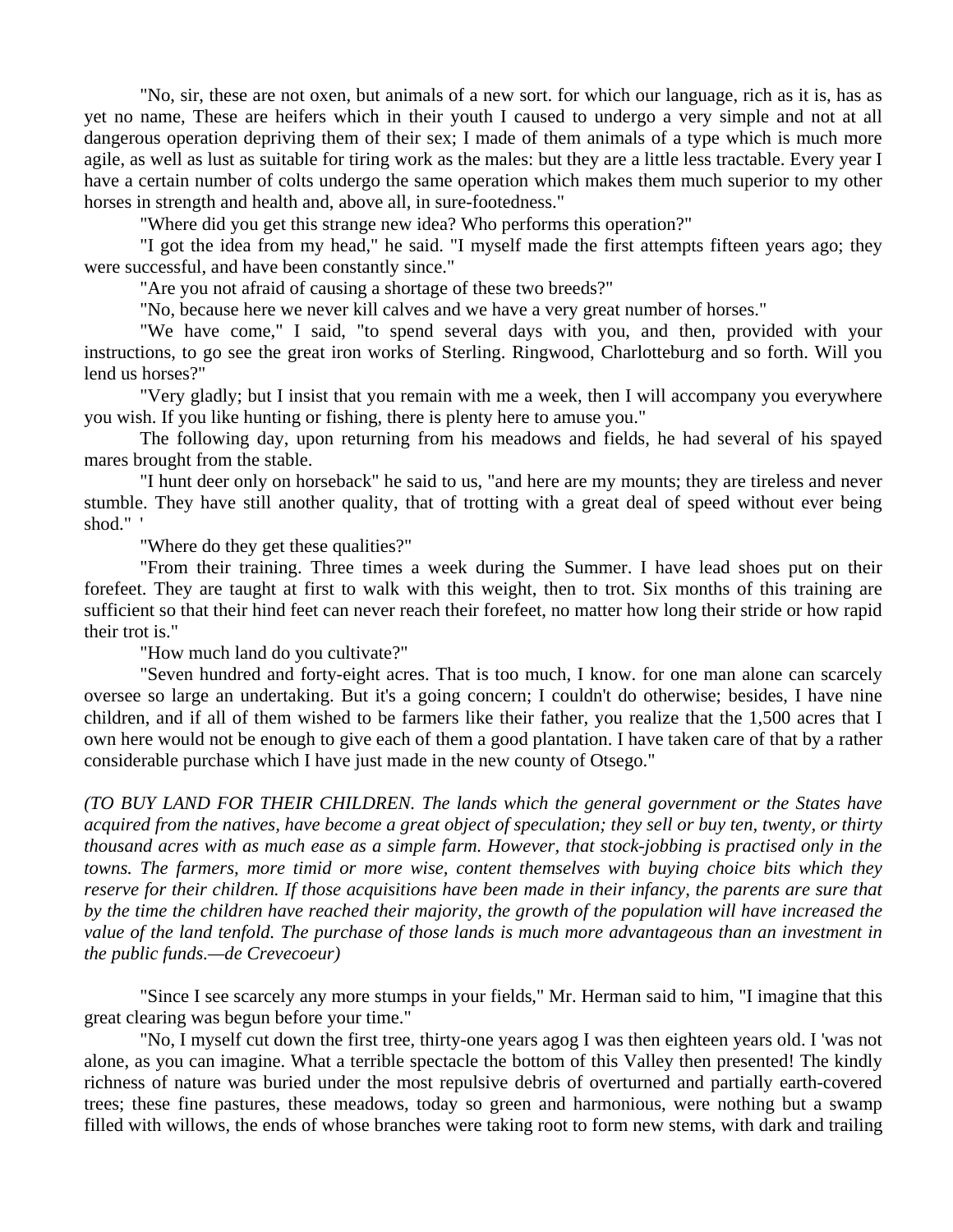"No, sir, these are not oxen, but animals of a new sort. for which our language, rich as it is, has as yet no name, These are heifers which in their youth I caused to undergo a very simple and not at all dangerous operation depriving them of their sex; I made of them animals of a type which is much more agile, as well as lust as suitable for tiring work as the males: but they are a little less tractable. Every year I have a certain number of colts undergo the same operation which makes them much superior to my other horses in strength and health and, above all, in sure-footedness."

"Where did you get this strange new idea? Who performs this operation?"

"I got the idea from my head," he said. "I myself made the first attempts fifteen years ago; they were successful, and have been constantly since."

"Are you not afraid of causing a shortage of these two breeds?"

"No, because here we never kill calves and we have a very great number of horses."

"We have come," I said, "to spend several days with you, and then, provided with your instructions, to go see the great iron works of Sterling. Ringwood, Charlotteburg and so forth. Will you lend us horses?"

"Very gladly; but I insist that you remain with me a week, then I will accompany you everywhere you wish. If you like hunting or fishing, there is plenty here to amuse you."

The following day, upon returning from his meadows and fields, he had several of his spayed mares brought from the stable.

"I hunt deer only on horseback" he said to us, "and here are my mounts; they are tireless and never stumble. They have still another quality, that of trotting with a great deal of speed without ever being shod." '

"Where do they get these qualities?"

"From their training. Three times a week during the Summer. I have lead shoes put on their forefeet. They are taught at first to walk with this weight, then to trot. Six months of this training are sufficient so that their hind feet can never reach their forefeet, no matter how long their stride or how rapid their trot is."

"How much land do you cultivate?"

"Seven hundred and forty-eight acres. That is too much, I know. for one man alone can scarcely oversee so large an undertaking. But it's a going concern; I couldn't do otherwise; besides, I have nine children, and if all of them wished to be farmers like their father, you realize that the 1,500 acres that I own here would not be enough to give each of them a good plantation. I have taken care of that by a rather considerable purchase which I have just made in the new county of Otsego."

*(TO BUY LAND FOR THEIR CHILDREN. The lands which the general government or the States have acquired from the natives, have become a great object of speculation; they sell or buy ten, twenty, or thirty thousand acres with as much ease as a simple farm. However, that stock-jobbing is practised only in the towns. The farmers, more timid or more wise, content themselves with buying choice bits which they reserve for their children. If those acquisitions have been made in their infancy, the parents are sure that by the time the children have reached their majority, the growth of the population will have increased the value of the land tenfold. The purchase of those lands is much more advantageous than an investment in the public funds.—de Crevecoeur)*

"Since I see scarcely any more stumps in your fields," Mr. Herman said to him, "I imagine that this great clearing was begun before your time."

"No, I myself cut down the first tree, thirty-one years agog I was then eighteen years old. I 'was not alone, as you can imagine. What a terrible spectacle the bottom of this Valley then presented! The kindly richness of nature was buried under the most repulsive debris of overturned and partially earth-covered trees; these fine pastures, these meadows, today so green and harmonious, were nothing but a swamp filled with willows, the ends of whose branches were taking root to form new stems, with dark and trailing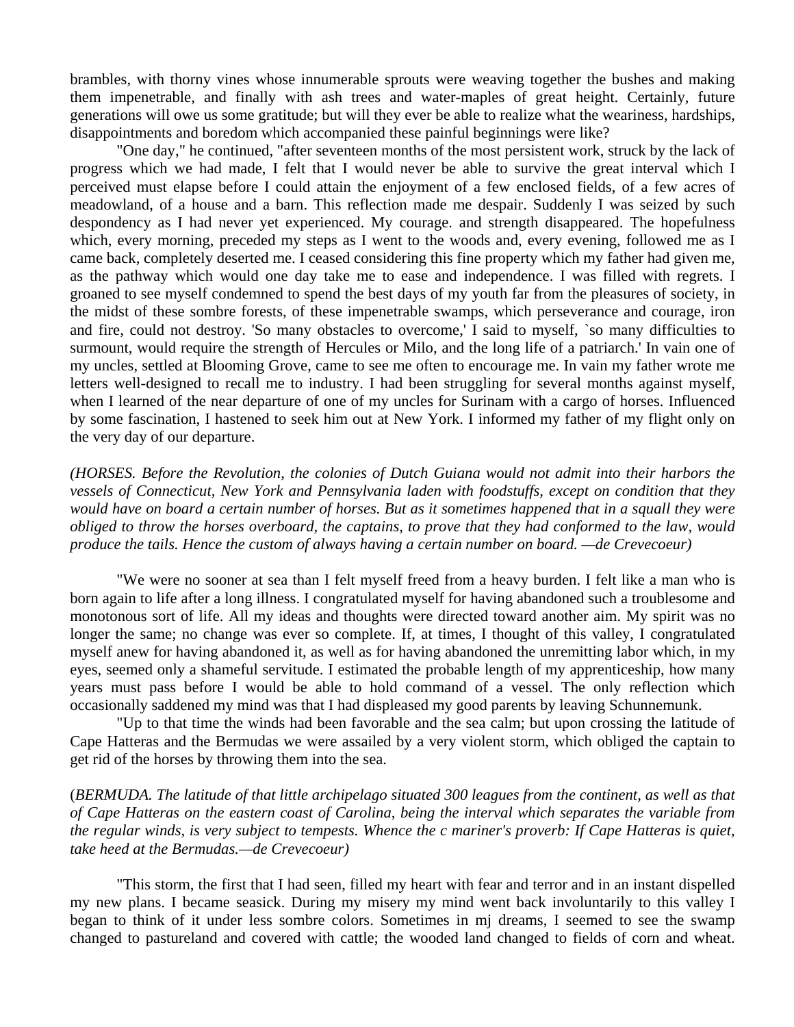brambles, with thorny vines whose innumerable sprouts were weaving together the bushes and making them impenetrable, and finally with ash trees and water-maples of great height. Certainly, future generations will owe us some gratitude; but will they ever be able to realize what the weariness, hardships, disappointments and boredom which accompanied these painful beginnings were like?

"One day," he continued, "after seventeen months of the most persistent work, struck by the lack of progress which we had made, I felt that I would never be able to survive the great interval which I perceived must elapse before I could attain the enjoyment of a few enclosed fields, of a few acres of meadowland, of a house and a barn. This reflection made me despair. Suddenly I was seized by such despondency as I had never yet experienced. My courage. and strength disappeared. The hopefulness which, every morning, preceded my steps as I went to the woods and, every evening, followed me as I came back, completely deserted me. I ceased considering this fine property which my father had given me, as the pathway which would one day take me to ease and independence. I was filled with regrets. I groaned to see myself condemned to spend the best days of my youth far from the pleasures of society, in the midst of these sombre forests, of these impenetrable swamps, which perseverance and courage, iron and fire, could not destroy. 'So many obstacles to overcome,' I said to myself, `so many difficulties to surmount, would require the strength of Hercules or Milo, and the long life of a patriarch.' In vain one of my uncles, settled at Blooming Grove, came to see me often to encourage me. In vain my father wrote me letters well-designed to recall me to industry. I had been struggling for several months against myself, when I learned of the near departure of one of my uncles for Surinam with a cargo of horses. Influenced by some fascination, I hastened to seek him out at New York. I informed my father of my flight only on the very day of our departure.

*(HORSES. Before the Revolution, the colonies of Dutch Guiana would not admit into their harbors the vessels of Connecticut, New York and Pennsylvania laden with foodstuffs, except on condition that they would have on board a certain number of horses. But as it sometimes happened that in a squall they were obliged to throw the horses overboard, the captains, to prove that they had conformed to the law, would produce the tails. Hence the custom of always having a certain number on board. —de Crevecoeur)*

"We were no sooner at sea than I felt myself freed from a heavy burden. I felt like a man who is born again to life after a long illness. I congratulated myself for having abandoned such a troublesome and monotonous sort of life. All my ideas and thoughts were directed toward another aim. My spirit was no longer the same; no change was ever so complete. If, at times, I thought of this valley, I congratulated myself anew for having abandoned it, as well as for having abandoned the unremitting labor which, in my eyes, seemed only a shameful servitude. I estimated the probable length of my apprenticeship, how many years must pass before I would be able to hold command of a vessel. The only reflection which occasionally saddened my mind was that I had displeased my good parents by leaving Schunnemunk.

"Up to that time the winds had been favorable and the sea calm; but upon crossing the latitude of Cape Hatteras and the Bermudas we were assailed by a very violent storm, which obliged the captain to get rid of the horses by throwing them into the sea.

(*BERMUDA. The latitude of that little archipelago situated 300 leagues from the continent, as well as that of Cape Hatteras on the eastern coast of Carolina, being the interval which separates the variable from the regular winds, is very subject to tempests. Whence the c mariner's proverb: If Cape Hatteras is quiet, take heed at the Bermudas.—de Crevecoeur)*

"This storm, the first that I had seen, filled my heart with fear and terror and in an instant dispelled my new plans. I became seasick. During my misery my mind went back involuntarily to this valley I began to think of it under less sombre colors. Sometimes in mj dreams, I seemed to see the swamp changed to pastureland and covered with cattle; the wooded land changed to fields of corn and wheat.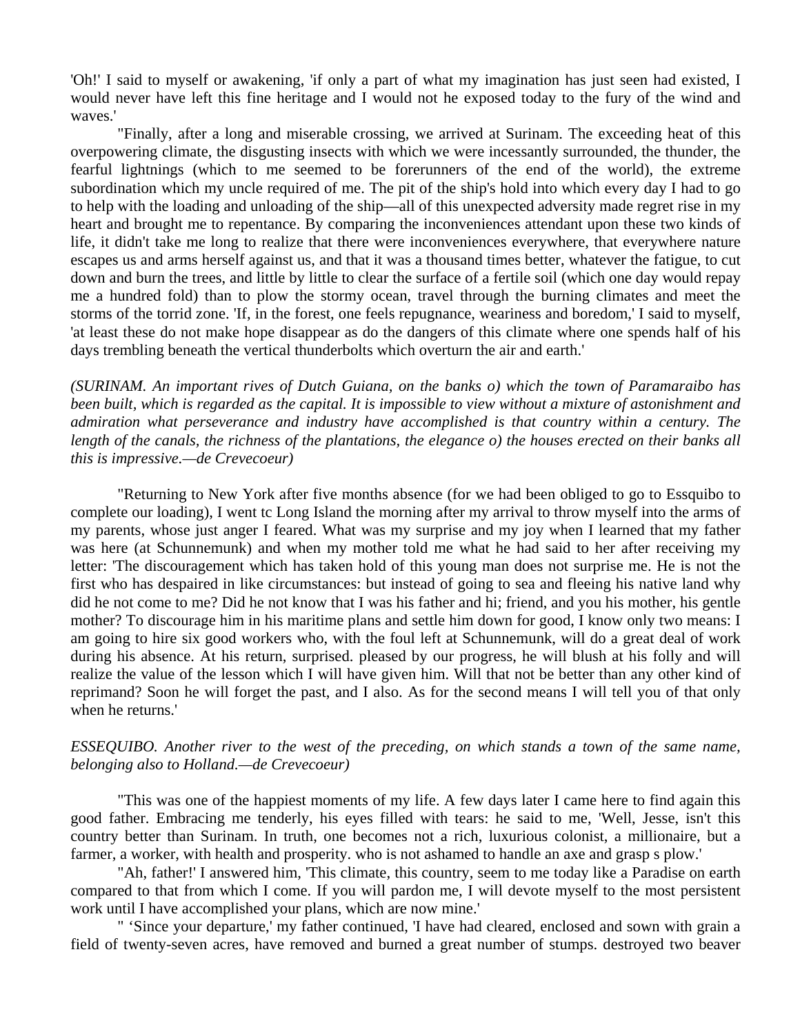'Oh!' I said to myself or awakening, 'if only a part of what my imagination has just seen had existed, I would never have left this fine heritage and I would not he exposed today to the fury of the wind and waves.'

"Finally, after a long and miserable crossing, we arrived at Surinam. The exceeding heat of this overpowering climate, the disgusting insects with which we were incessantly surrounded, the thunder, the fearful lightnings (which to me seemed to be forerunners of the end of the world), the extreme subordination which my uncle required of me. The pit of the ship's hold into which every day I had to go to help with the loading and unloading of the ship—all of this unexpected adversity made regret rise in my heart and brought me to repentance. By comparing the inconveniences attendant upon these two kinds of life, it didn't take me long to realize that there were inconveniences everywhere, that everywhere nature escapes us and arms herself against us, and that it was a thousand times better, whatever the fatigue, to cut down and burn the trees, and little by little to clear the surface of a fertile soil (which one day would repay me a hundred fold) than to plow the stormy ocean, travel through the burning climates and meet the storms of the torrid zone. 'If, in the forest, one feels repugnance, weariness and boredom,' I said to myself, 'at least these do not make hope disappear as do the dangers of this climate where one spends half of his days trembling beneath the vertical thunderbolts which overturn the air and earth.'

*(SURINAM. An important rives of Dutch Guiana, on the banks o) which the town of Paramaraibo has been built, which is regarded as the capital. It is impossible to view without a mixture of astonishment and admiration what perseverance and industry have accomplished is that country within a century. The length of the canals, the richness of the plantations, the elegance o) the houses erected on their banks all this is impressive.—de Crevecoeur)*

"Returning to New York after five months absence (for we had been obliged to go to Essquibo to complete our loading), I went tc Long Island the morning after my arrival to throw myself into the arms of my parents, whose just anger I feared. What was my surprise and my joy when I learned that my father was here (at Schunnemunk) and when my mother told me what he had said to her after receiving my letter: 'The discouragement which has taken hold of this young man does not surprise me. He is not the first who has despaired in like circumstances: but instead of going to sea and fleeing his native land why did he not come to me? Did he not know that I was his father and hi; friend, and you his mother, his gentle mother? To discourage him in his maritime plans and settle him down for good, I know only two means: I am going to hire six good workers who, with the foul left at Schunnemunk, will do a great deal of work during his absence. At his return, surprised. pleased by our progress, he will blush at his folly and will realize the value of the lesson which I will have given him. Will that not be better than any other kind of reprimand? Soon he will forget the past, and I also. As for the second means I will tell you of that only when he returns.'

*ESSEQUIBO. Another river to the west of the preceding, on which stands a town of the same name, belonging also to Holland.—de Crevecoeur)*

"This was one of the happiest moments of my life. A few days later I came here to find again this good father. Embracing me tenderly, his eyes filled with tears: he said to me, 'Well, Jesse, isn't this country better than Surinam. In truth, one becomes not a rich, luxurious colonist, a millionaire, but a farmer, a worker, with health and prosperity. who is not ashamed to handle an axe and grasp s plow.'

"Ah, father!' I answered him, 'This climate, this country, seem to me today like a Paradise on earth compared to that from which I come. If you will pardon me, I will devote myself to the most persistent work until I have accomplished your plans, which are now mine.'

" 'Since your departure,' my father continued, 'I have had cleared, enclosed and sown with grain a field of twenty-seven acres, have removed and burned a great number of stumps. destroyed two beaver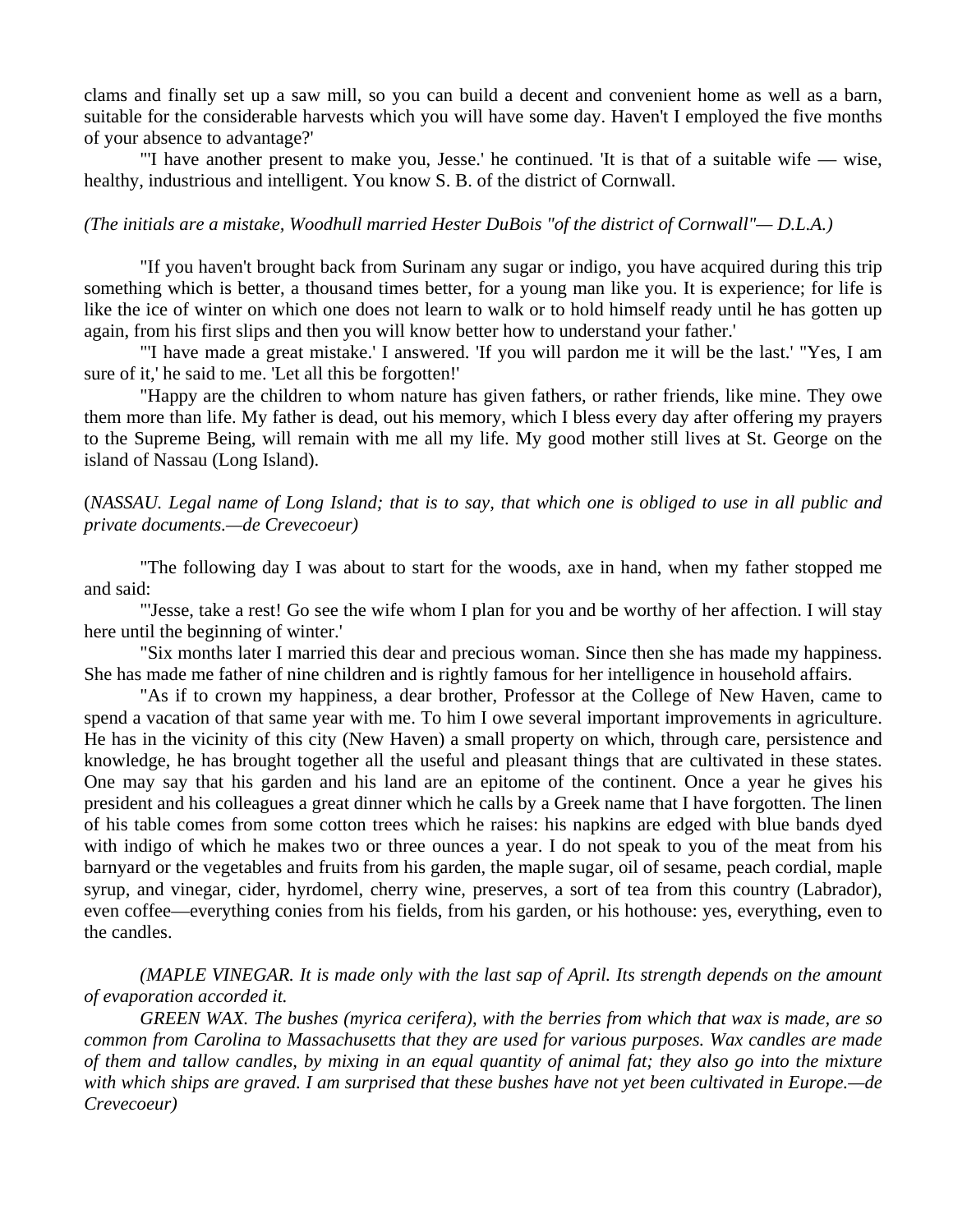clams and finally set up a saw mill, so you can build a decent and convenient home as well as a barn, suitable for the considerable harvests which you will have some day. Haven't I employed the five months of your absence to advantage?'

"'I have another present to make you, Jesse.' he continued. 'It is that of a suitable wife — wise, healthy, industrious and intelligent. You know S. B. of the district of Cornwall.

*(The initials are a mistake, Woodhull married Hester DuBois "of the district of Cornwall"— D.L.A.)*

"If you haven't brought back from Surinam any sugar or indigo, you have acquired during this trip something which is better, a thousand times better, for a young man like you. It is experience; for life is like the ice of winter on which one does not learn to walk or to hold himself ready until he has gotten up again, from his first slips and then you will know better how to understand your father.'

"'I have made a great mistake.' I answered. 'If you will pardon me it will be the last.' "Yes, I am sure of it,' he said to me. 'Let all this be forgotten!'

"Happy are the children to whom nature has given fathers, or rather friends, like mine. They owe them more than life. My father is dead, out his memory, which I bless every day after offering my prayers to the Supreme Being, will remain with me all my life. My good mother still lives at St. George on the island of Nassau (Long Island).

(*NASSAU. Legal name of Long Island; that is to say, that which one is obliged to use in all public and private documents.—de Crevecoeur)*

"The following day I was about to start for the woods, axe in hand, when my father stopped me and said:

"'Jesse, take a rest! Go see the wife whom I plan for you and be worthy of her affection. I will stay here until the beginning of winter.'

"Six months later I married this dear and precious woman. Since then she has made my happiness. She has made me father of nine children and is rightly famous for her intelligence in household affairs.

"As if to crown my happiness, a dear brother, Professor at the College of New Haven, came to spend a vacation of that same year with me. To him I owe several important improvements in agriculture. He has in the vicinity of this city (New Haven) a small property on which, through care, persistence and knowledge, he has brought together all the useful and pleasant things that are cultivated in these states. One may say that his garden and his land are an epitome of the continent. Once a year he gives his president and his colleagues a great dinner which he calls by a Greek name that I have forgotten. The linen of his table comes from some cotton trees which he raises: his napkins are edged with blue bands dyed with indigo of which he makes two or three ounces a year. I do not speak to you of the meat from his barnyard or the vegetables and fruits from his garden, the maple sugar, oil of sesame, peach cordial, maple syrup, and vinegar, cider, hyrdomel, cherry wine, preserves, a sort of tea from this country (Labrador), even coffee—everything conies from his fields, from his garden, or his hothouse: yes, everything, even to the candles.

*(MAPLE VINEGAR. It is made only with the last sap of April. Its strength depends on the amount of evaporation accorded it.*

*GREEN WAX. The bushes (myrica cerifera), with the berries from which that wax is made, are so common from Carolina to Massachusetts that they are used for various purposes. Wax candles are made of them and tallow candles, by mixing in an equal quantity of animal fat; they also go into the mixture with which ships are graved. I am surprised that these bushes have not yet been cultivated in Europe.—de Crevecoeur)*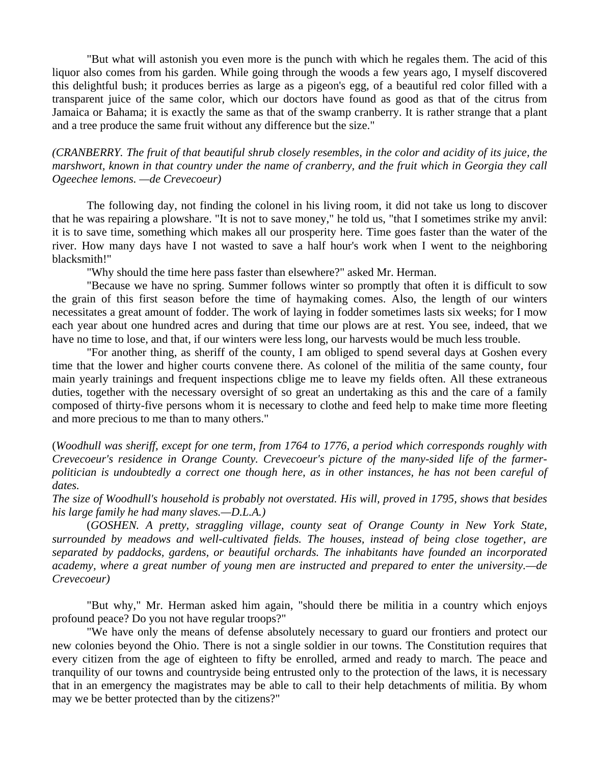"But what will astonish you even more is the punch with which he regales them. The acid of this liquor also comes from his garden. While going through the woods a few years ago, I myself discovered this delightful bush; it produces berries as large as a pigeon's egg, of a beautiful red color filled with a transparent juice of the same color, which our doctors have found as good as that of the citrus from Jamaica or Bahama; it is exactly the same as that of the swamp cranberry. It is rather strange that a plant and a tree produce the same fruit without any difference but the size."

*(CRANBERRY. The fruit of that beautiful shrub closely resembles, in the color and acidity of its juice, the marshwort, known in that country under the name of cranberry, and the fruit which in Georgia they call Ogeechee lemons. —de Crevecoeur)*

The following day, not finding the colonel in his living room, it did not take us long to discover that he was repairing a plowshare. "It is not to save money," he told us, "that I sometimes strike my anvil: it is to save time, something which makes all our prosperity here. Time goes faster than the water of the river. How many days have I not wasted to save a half hour's work when I went to the neighboring blacksmith!"

"Why should the time here pass faster than elsewhere?" asked Mr. Herman.

"Because we have no spring. Summer follows winter so promptly that often it is difficult to sow the grain of this first season before the time of haymaking comes. Also, the length of our winters necessitates a great amount of fodder. The work of laying in fodder sometimes lasts six weeks; for I mow each year about one hundred acres and during that time our plows are at rest. You see, indeed, that we have no time to lose, and that, if our winters were less long, our harvests would be much less trouble.

"For another thing, as sheriff of the county, I am obliged to spend several days at Goshen every time that the lower and higher courts convene there. As colonel of the militia of the same county, four main yearly trainings and frequent inspections cblige me to leave my fields often. All these extraneous duties, together with the necessary oversight of so great an undertaking as this and the care of a family composed of thirty-five persons whom it is necessary to clothe and feed help to make time more fleeting and more precious to me than to many others."

(*Woodhull was sheriff, except for one term, from 1764 to 1776, a period which corresponds roughly with Crevecoeur's residence in Orange County. Crevecoeur's picture of the many-sided life of the farmer-politician is undoubtedly a correct one though here, as in other instances, he has not been careful of dates.*

*The size of Woodhull's household is probably not overstated. His will, proved in 1795, shows that besides his large family he had many slaves.—D.L.A.)*

(*GOSHEN. A pretty, straggling village, county seat of Orange County in New York State, surrounded by meadows and well-cultivated fields. The houses, instead of being close together, are separated by paddocks, gardens, or beautiful orchards. The inhabitants have founded an incorporated academy, where a great number of young men are instructed and prepared to enter the university.—de Crevecoeur)*

"But why," Mr. Herman asked him again, "should there be militia in a country which enjoys profound peace? Do you not have regular troops?"

"We have only the means of defense absolutely necessary to guard our frontiers and protect our new colonies beyond the Ohio. There is not a single soldier in our towns. The Constitution requires that every citizen from the age of eighteen to fifty be enrolled, armed and ready to march. The peace and tranquility of our towns and countryside being entrusted only to the protection of the laws, it is necessary that in an emergency the magistrates may be able to call to their help detachments of militia. By whom may we be better protected than by the citizens?"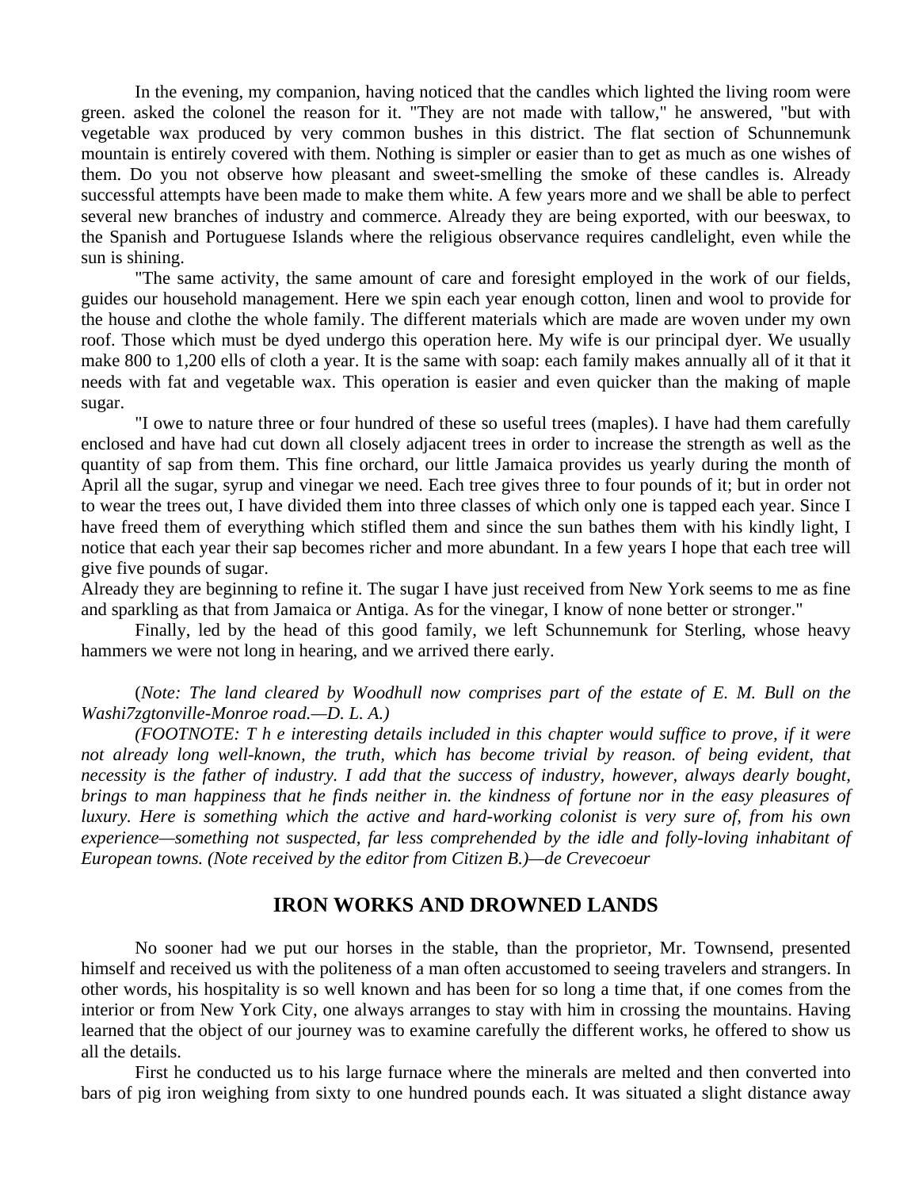In the evening, my companion, having noticed that the candles which lighted the living room were green. asked the colonel the reason for it. "They are not made with tallow," he answered, "but with vegetable wax produced by very common bushes in this district. The flat section of Schunnemunk mountain is entirely covered with them. Nothing is simpler or easier than to get as much as one wishes of them. Do you not observe how pleasant and sweet-smelling the smoke of these candles is. Already successful attempts have been made to make them white. A few years more and we shall be able to perfect several new branches of industry and commerce. Already they are being exported, with our beeswax, to the Spanish and Portuguese Islands where the religious observance requires candlelight, even while the sun is shining.

"The same activity, the same amount of care and foresight employed in the work of our fields, guides our household management. Here we spin each year enough cotton, linen and wool to provide for the house and clothe the whole family. The different materials which are made are woven under my own roof. Those which must be dyed undergo this operation here. My wife is our principal dyer. We usually make 800 to 1,200 ells of cloth a year. It is the same with soap: each family makes annually all of it that it needs with fat and vegetable wax. This operation is easier and even quicker than the making of maple sugar.

"I owe to nature three or four hundred of these so useful trees (maples). I have had them carefully enclosed and have had cut down all closely adjacent trees in order to increase the strength as well as the quantity of sap from them. This fine orchard, our little Jamaica provides us yearly during the month of April all the sugar, syrup and vinegar we need. Each tree gives three to four pounds of it; but in order not to wear the trees out, I have divided them into three classes of which only one is tapped each year. Since I have freed them of everything which stifled them and since the sun bathes them with his kindly light, I notice that each year their sap becomes richer and more abundant. In a few years I hope that each tree will give five pounds of sugar.
Already they are beginning to refine it. The sugar I have just received from New York seems to me as fine and sparkling as that from Jamaica or Antiga. As for the vinegar, I know of none better or stronger."

Finally, led by the head of this good family, we left Schunnemunk for Sterling, whose heavy hammers we were not long in hearing, and we arrived there early.

(*Note: The land cleared by Woodhull now comprises part of the estate of E. M. Bull on the Washi7zgtonville-Monroe road.—D. L. A.)*

*(FOOTNOTE: T h e interesting details included in this chapter would suffice to prove, if it were not already long well-known, the truth, which has become trivial by reason. of being evident, that necessity is the father of industry. I add that the success of industry, however, always dearly bought, brings to man happiness that he finds neither in. the kindness of fortune nor in the easy pleasures of luxury. Here is something which the active and hard-working colonist is very sure of, from his own experience—something not suspected, far less comprehended by the idle and folly-loving inhabitant of European towns. (Note received by the editor from Citizen B.)—de Crevecoeur*

## IRON WORKS AND DROWNED LANDS

No sooner had we put our horses in the stable, than the proprietor, Mr. Townsend, presented himself and received us with the politeness of a man often accustomed to seeing travelers and strangers. In other words, his hospitality is so well known and has been for so long a time that, if one comes from the interior or from New York City, one always arranges to stay with him in crossing the mountains. Having learned that the object of our journey was to examine carefully the different works, he offered to show us all the details.

First he conducted us to his large furnace where the minerals are melted and then converted into bars of pig iron weighing from sixty to one hundred pounds each. It was situated a slight distance away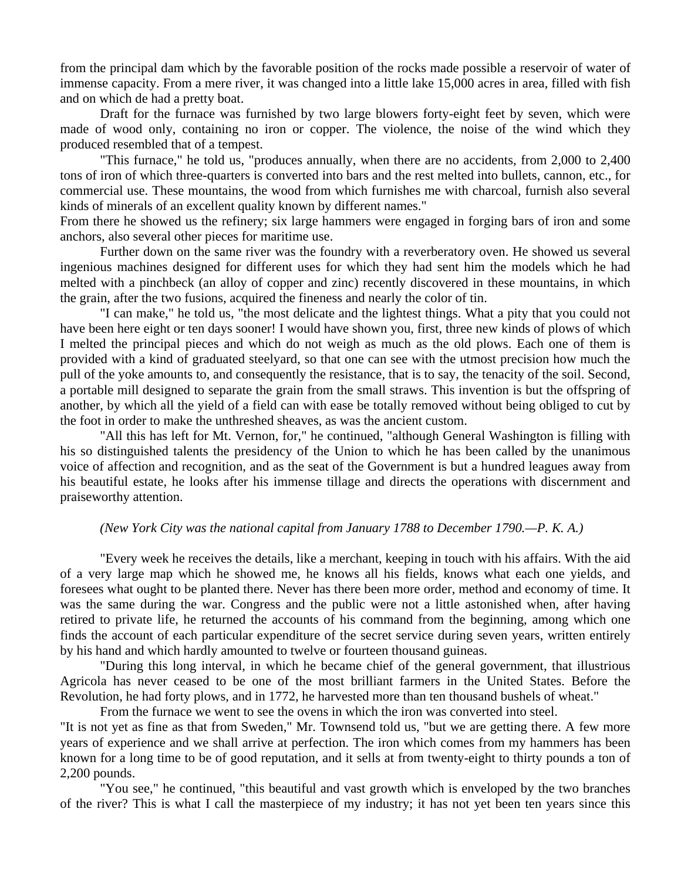from the principal dam which by the favorable position of the rocks made possible a reservoir of water of immense capacity. From a mere river, it was changed into a little lake 15,000 acres in area, filled with fish and on which de had a pretty boat.

Draft for the furnace was furnished by two large blowers forty-eight feet by seven, which were made of wood only, containing no iron or copper. The violence, the noise of the wind which they produced resembled that of a tempest.

"This furnace," he told us, "produces annually, when there are no accidents, from 2,000 to 2,400 tons of iron of which three-quarters is converted into bars and the rest melted into bullets, cannon, etc., for commercial use. These mountains, the wood from which furnishes me with charcoal, furnish also several kinds of minerals of an excellent quality known by different names."

From there he showed us the refinery; six large hammers were engaged in forging bars of iron and some anchors, also several other pieces for maritime use.

Further down on the same river was the foundry with a reverberatory oven. He showed us several ingenious machines designed for different uses for which they had sent him the models which he had melted with a pinchbeck (an alloy of copper and zinc) recently discovered in these mountains, in which the grain, after the two fusions, acquired the fineness and nearly the color of tin.

"I can make," he told us, "the most delicate and the lightest things. What a pity that you could not have been here eight or ten days sooner! I would have shown you, first, three new kinds of plows of which I melted the principal pieces and which do not weigh as much as the old plows. Each one of them is provided with a kind of graduated steelyard, so that one can see with the utmost precision how much the pull of the yoke amounts to, and consequently the resistance, that is to say, the tenacity of the soil. Second, a portable mill designed to separate the grain from the small straws. This invention is but the offspring of another, by which all the yield of a field can with ease be totally removed without being obliged to cut by the foot in order to make the unthreshed sheaves, as was the ancient custom.

"All this has left for Mt. Vernon, for," he continued, "although General Washington is filling with his so distinguished talents the presidency of the Union to which he has been called by the unanimous voice of affection and recognition, and as the seat of the Government is but a hundred leagues away from his beautiful estate, he looks after his immense tillage and directs the operations with discernment and praiseworthy attention.

*(New York City was the national capital from January 1788 to December 1790.—P. K. A.)*

"Every week he receives the details, like a merchant, keeping in touch with his affairs. With the aid of a very large map which he showed me, he knows all his fields, knows what each one yields, and foresees what ought to be planted there. Never has there been more order, method and economy of time. It was the same during the war. Congress and the public were not a little astonished when, after having retired to private life, he returned the accounts of his command from the beginning, among which one finds the account of each particular expenditure of the secret service during seven years, written entirely by his hand and which hardly amounted to twelve or fourteen thousand guineas.

"During this long interval, in which he became chief of the general government, that illustrious Agricola has never ceased to be one of the most brilliant farmers in the United States. Before the Revolution, he had forty plows, and in 1772, he harvested more than ten thousand bushels of wheat."

From the furnace we went to see the ovens in which the iron was converted into steel.

"It is not yet as fine as that from Sweden," Mr. Townsend told us, "but we are getting there. A few more years of experience and we shall arrive at perfection. The iron which comes from my hammers has been known for a long time to be of good reputation, and it sells at from twenty-eight to thirty pounds a ton of 2,200 pounds.

"You see," he continued, "this beautiful and vast growth which is enveloped by the two branches of the river? This is what I call the masterpiece of my industry; it has not yet been ten years since this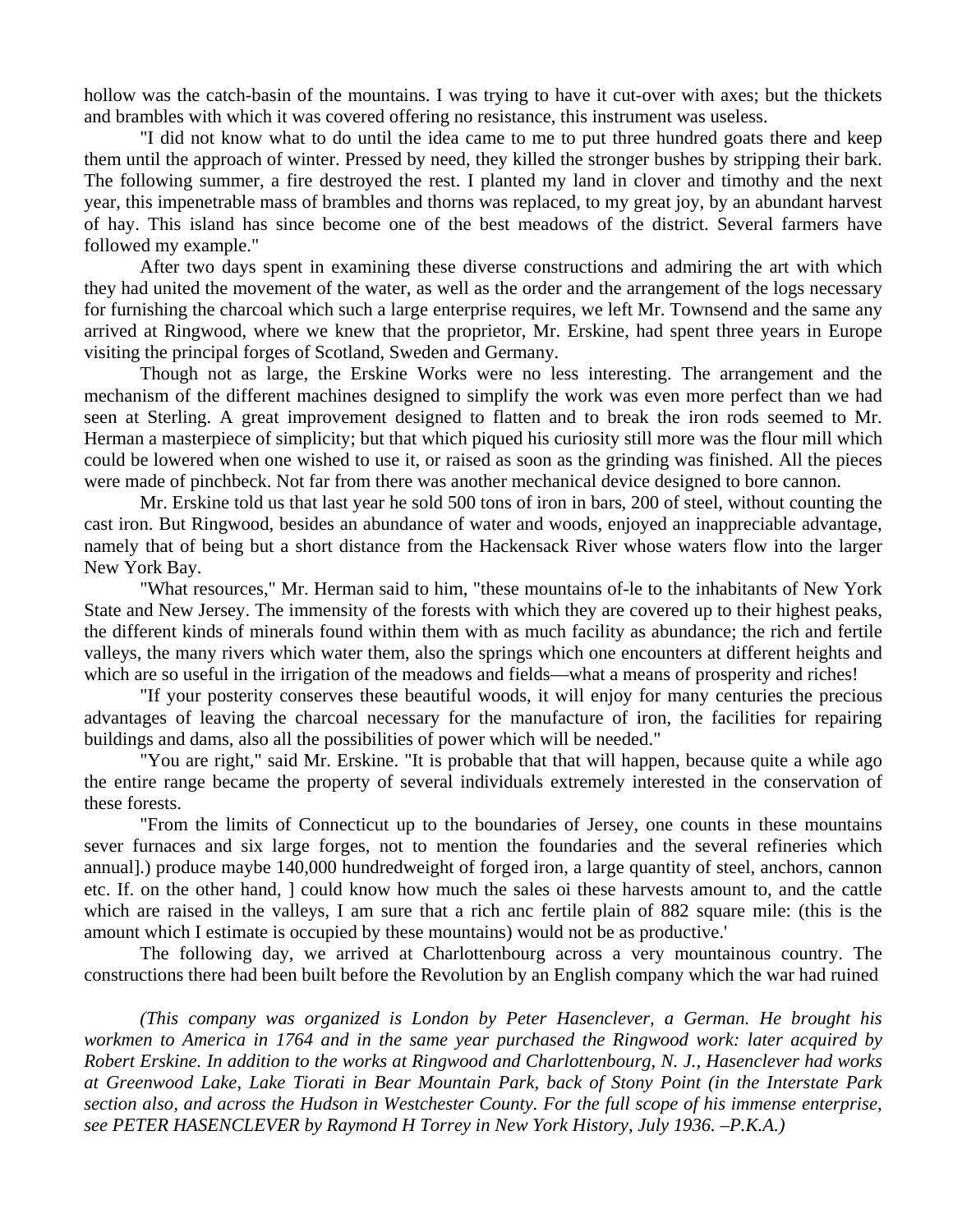hollow was the catch-basin of the mountains. I was trying to have it cut-over with axes; but the thickets and brambles with which it was covered offering no resistance, this instrument was useless.

"I did not know what to do until the idea came to me to put three hundred goats there and keep them until the approach of winter. Pressed by need, they killed the stronger bushes by stripping their bark. The following summer, a fire destroyed the rest. I planted my land in clover and timothy and the next year, this impenetrable mass of brambles and thorns was replaced, to my great joy, by an abundant harvest of hay. This island has since become one of the best meadows of the district. Several farmers have followed my example."

After two days spent in examining these diverse constructions and admiring the art with which they had united the movement of the water, as well as the order and the arrangement of the logs necessary for furnishing the charcoal which such a large enterprise requires, we left Mr. Townsend and the same any arrived at Ringwood, where we knew that the proprietor, Mr. Erskine, had spent three years in Europe visiting the principal forges of Scotland, Sweden and Germany.

Though not as large, the Erskine Works were no less interesting. The arrangement and the mechanism of the different machines designed to simplify the work was even more perfect than we had seen at Sterling. A great improvement designed to flatten and to break the iron rods seemed to Mr. Herman a masterpiece of simplicity; but that which piqued his curiosity still more was the flour mill which could be lowered when one wished to use it, or raised as soon as the grinding was finished. All the pieces were made of pinchbeck. Not far from there was another mechanical device designed to bore cannon.

Mr. Erskine told us that last year he sold 500 tons of iron in bars, 200 of steel, without counting the cast iron. But Ringwood, besides an abundance of water and woods, enjoyed an inappreciable advantage, namely that of being but a short distance from the Hackensack River whose waters flow into the larger New York Bay.

"What resources," Mr. Herman said to him, "these mountains of-le to the inhabitants of New York State and New Jersey. The immensity of the forests with which they are covered up to their highest peaks, the different kinds of minerals found within them with as much facility as abundance; the rich and fertile valleys, the many rivers which water them, also the springs which one encounters at different heights and which are so useful in the irrigation of the meadows and fields—what a means of prosperity and riches!

"If your posterity conserves these beautiful woods, it will enjoy for many centuries the precious advantages of leaving the charcoal necessary for the manufacture of iron, the facilities for repairing buildings and dams, also all the possibilities of power which will be needed."

"You are right," said Mr. Erskine. "It is probable that that will happen, because quite a while ago the entire range became the property of several individuals extremely interested in the conservation of these forests.

"From the limits of Connecticut up to the boundaries of Jersey, one counts in these mountains sever furnaces and six large forges, not to mention the foundaries and the several refineries which annual].) produce maybe 140,000 hundredweight of forged iron, a large quantity of steel, anchors, cannon etc. If. on the other hand, ] could know how much the sales oi these harvests amount to, and the cattle which are raised in the valleys, I am sure that a rich anc fertile plain of 882 square mile: (this is the amount which I estimate is occupied by these mountains) would not be as productive.'

The following day, we arrived at Charlottenbourg across a very mountainous country. The constructions there had been built before the Revolution by an English company which the war had ruined

*(This company was organized is London by Peter Hasenclever, a German. He brought his workmen to America in 1764 and in the same year purchased the Ringwood work: later acquired by Robert Erskine. In addition to the works at Ringwood and Charlottenbourg, N. J., Hasenclever had works at Greenwood Lake, Lake Tiorati in Bear Mountain Park, back of Stony Point (in the Interstate Park section also, and across the Hudson in Westchester County. For the full scope of his immense enterprise, see PETER HASENCLEVER by Raymond H Torrey in New York History, July 1936. –P.K.A.)*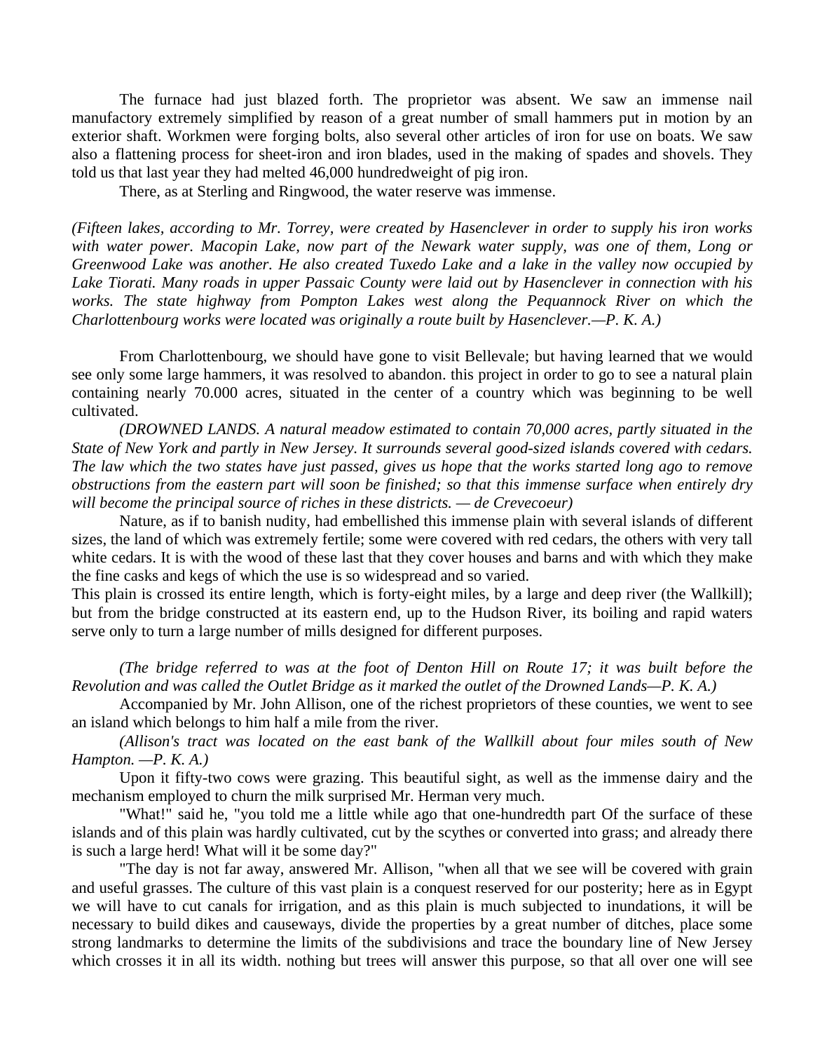The furnace had just blazed forth. The proprietor was absent. We saw an immense nail manufactory extremely simplified by reason of a great number of small hammers put in motion by an exterior shaft. Workmen were forging bolts, also several other articles of iron for use on boats. We saw also a flattening process for sheet-iron and iron blades, used in the making of spades and shovels. They told us that last year they had melted 46,000 hundredweight of pig iron.

There, as at Sterling and Ringwood, the water reserve was immense.

*(Fifteen lakes, according to Mr. Torrey, were created by Hasenclever in order to supply his iron works with water power. Macopin Lake, now part of the Newark water supply, was one of them, Long or Greenwood Lake was another. He also created Tuxedo Lake and a lake in the valley now occupied by Lake Tiorati. Many roads in upper Passaic County were laid out by Hasenclever in connection with his works. The state highway from Pompton Lakes west along the Pequannock River on which the Charlottenbourg works were located was originally a route built by Hasenclever.—P. K. A.)*

From Charlottenbourg, we should have gone to visit Bellevale; but having learned that we would see only some large hammers, it was resolved to abandon. this project in order to go to see a natural plain containing nearly 70.000 acres, situated in the center of a country which was beginning to be well cultivated.

*(DROWNED LANDS. A natural meadow estimated to contain 70,000 acres, partly situated in the State of New York and partly in New Jersey. It surrounds several good-sized islands covered with cedars. The law which the two states have just passed, gives us hope that the works started long ago to remove obstructions from the eastern part will soon be finished; so that this immense surface when entirely dry will become the principal source of riches in these districts. — de Crevecoeur)*

Nature, as if to banish nudity, had embellished this immense plain with several islands of different sizes, the land of which was extremely fertile; some were covered with red cedars, the others with very tall white cedars. It is with the wood of these last that they cover houses and barns and with which they make the fine casks and kegs of which the use is so widespread and so varied.

This plain is crossed its entire length, which is forty-eight miles, by a large and deep river (the Wallkill); but from the bridge constructed at its eastern end, up to the Hudson River, its boiling and rapid waters serve only to turn a large number of mills designed for different purposes.

*(The bridge referred to was at the foot of Denton Hill on Route 17; it was built before the Revolution and was called the Outlet Bridge as it marked the outlet of the Drowned Lands—P. K. A.)*

Accompanied by Mr. John Allison, one of the richest proprietors of these counties, we went to see an island which belongs to him half a mile from the river.

*(Allison's tract was located on the east bank of the Wallkill about four miles south of New Hampton. —P. K. A.)*

Upon it fifty-two cows were grazing. This beautiful sight, as well as the immense dairy and the mechanism employed to churn the milk surprised Mr. Herman very much.

"What!" said he, "you told me a little while ago that one-hundredth part Of the surface of these islands and of this plain was hardly cultivated, cut by the scythes or converted into grass; and already there is such a large herd! What will it be some day?"

"The day is not far away, answered Mr. Allison, "when all that we see will be covered with grain and useful grasses. The culture of this vast plain is a conquest reserved for our posterity; here as in Egypt we will have to cut canals for irrigation, and as this plain is much subjected to inundations, it will be necessary to build dikes and causeways, divide the properties by a great number of ditches, place some strong landmarks to determine the limits of the subdivisions and trace the boundary line of New Jersey which crosses it in all its width. nothing but trees will answer this purpose, so that all over one will see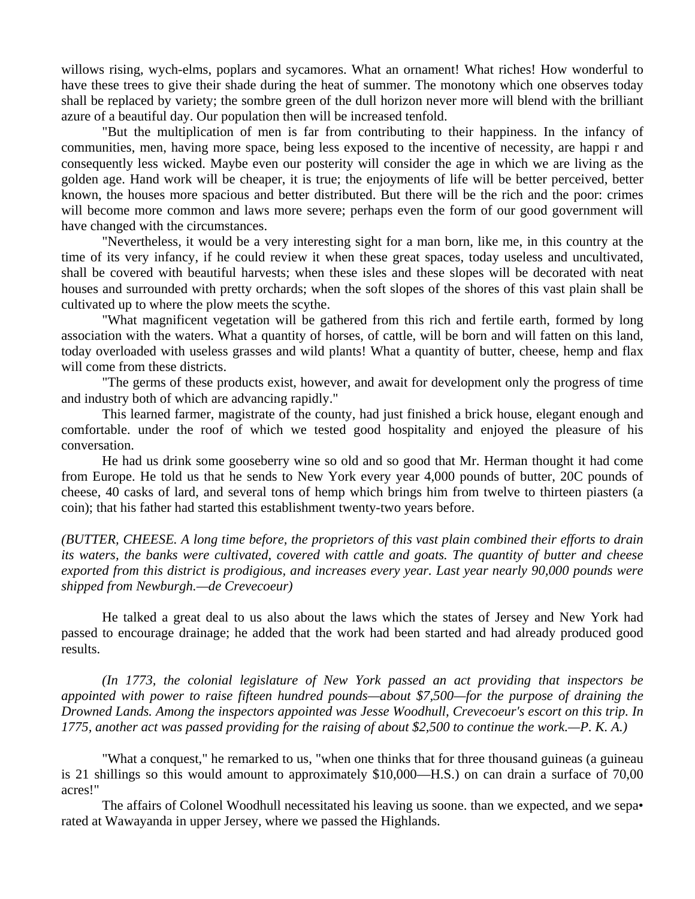willows rising, wych-elms, poplars and sycamores. What an ornament! What riches! How wonderful to have these trees to give their shade during the heat of summer. The monotony which one observes today shall be replaced by variety; the sombre green of the dull horizon never more will blend with the brilliant azure of a beautiful day. Our population then will be increased tenfold.

"But the multiplication of men is far from contributing to their happiness. In the infancy of communities, men, having more space, being less exposed to the incentive of necessity, are happi r and consequently less wicked. Maybe even our posterity will consider the age in which we are living as the golden age. Hand work will be cheaper, it is true; the enjoyments of life will be better perceived, better known, the houses more spacious and better distributed. But there will be the rich and the poor: crimes will become more common and laws more severe; perhaps even the form of our good government will have changed with the circumstances.

"Nevertheless, it would be a very interesting sight for a man born, like me, in this country at the time of its very infancy, if he could review it when these great spaces, today useless and uncultivated, shall be covered with beautiful harvests; when these isles and these slopes will be decorated with neat houses and surrounded with pretty orchards; when the soft slopes of the shores of this vast plain shall be cultivated up to where the plow meets the scythe.

"What magnificent vegetation will be gathered from this rich and fertile earth, formed by long association with the waters. What a quantity of horses, of cattle, will be born and will fatten on this land, today overloaded with useless grasses and wild plants! What a quantity of butter, cheese, hemp and flax will come from these districts.

"The germs of these products exist, however, and await for development only the progress of time and industry both of which are advancing rapidly."

This learned farmer, magistrate of the county, had just finished a brick house, elegant enough and comfortable. under the roof of which we tested good hospitality and enjoyed the pleasure of his conversation.

He had us drink some gooseberry wine so old and so good that Mr. Herman thought it had come from Europe. He told us that he sends to New York every year 4,000 pounds of butter, 20C pounds of cheese, 40 casks of lard, and several tons of hemp which brings him from twelve to thirteen piasters (a coin); that his father had started this establishment twenty-two years before.

*(BUTTER, CHEESE. A long time before, the proprietors of this vast plain combined their efforts to drain its waters, the banks were cultivated, covered with cattle and goats. The quantity of butter and cheese exported from this district is prodigious, and increases every year. Last year nearly 90,000 pounds were shipped from Newburgh.—de Crevecoeur)*

He talked a great deal to us also about the laws which the states of Jersey and New York had passed to encourage drainage; he added that the work had been started and had already produced good results.

*(In 1773, the colonial legislature of New York passed an act providing that inspectors be appointed with power to raise fifteen hundred pounds—about $7,500—for the purpose of draining the Drowned Lands. Among the inspectors appointed was Jesse Woodhull, Crevecoeur's escort on this trip. In 1775, another act was passed providing for the raising of about $2,500 to continue the work.—P. K. A.)*

"What a conquest," he remarked to us, "when one thinks that for three thousand guineas (a guineau is 21 shillings so this would amount to approximately $10,000—H.S.) on can drain a surface of 70,00 acres!"

The affairs of Colonel Woodhull necessitated his leaving us soone. than we expected, and we sepa• rated at Wawayanda in upper Jersey, where we passed the Highlands.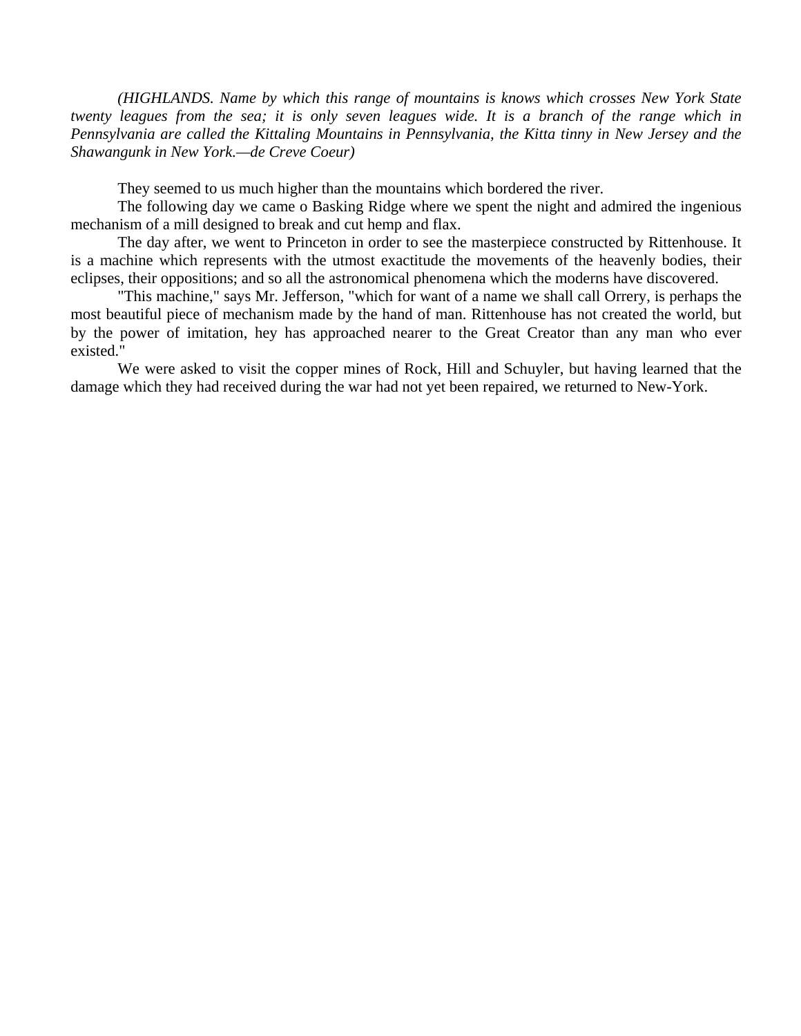*(HIGHLANDS. Name by which this range of mountains is knows which crosses New York State twenty leagues from the sea; it is only seven leagues wide. It is a branch of the range which in Pennsylvania are called the Kittaling Mountains in Pennsylvania, the Kitta tinny in New Jersey and the Shawangunk in New York.—de Creve Coeur)*

They seemed to us much higher than the mountains which bordered the river.

The following day we came o Basking Ridge where we spent the night and admired the ingenious mechanism of a mill designed to break and cut hemp and flax.

The day after, we went to Princeton in order to see the masterpiece constructed by Rittenhouse. It is a machine which represents with the utmost exactitude the movements of the heavenly bodies, their eclipses, their oppositions; and so all the astronomical phenomena which the moderns have discovered.

"This machine," says Mr. Jefferson, "which for want of a name we shall call Orrery, is perhaps the most beautiful piece of mechanism made by the hand of man. Rittenhouse has not created the world, but by the power of imitation, hey has approached nearer to the Great Creator than any man who ever existed."

We were asked to visit the copper mines of Rock, Hill and Schuyler, but having learned that the damage which they had received during the war had not yet been repaired, we returned to New-York.